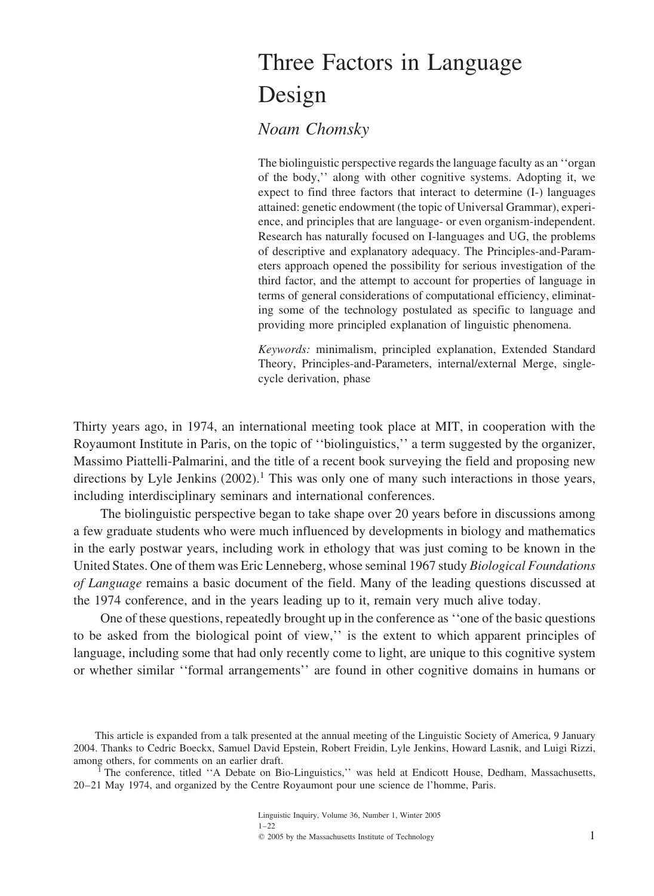# Three Factors in Language Design

*Noam Chomsky*

The biolinguistic perspective regards the language faculty as an ''organ of the body,'' along with other cognitive systems. Adopting it, we expect to find three factors that interact to determine (I-) languages attained: genetic endowment (the topic of Universal Grammar), experience, and principles that are language- or even organism-independent. Research has naturally focused on I-languages and UG, the problems of descriptive and explanatory adequacy. The Principles-and-Parameters approach opened the possibility for serious investigation of the third factor, and the attempt to account for properties of language in terms of general considerations of computational efficiency, eliminating some of the technology postulated as specific to language and providing more principled explanation of linguistic phenomena.

*Keywords:* minimalism, principled explanation, Extended Standard Theory, Principles-and-Parameters, internal/external Merge, single-cycle derivation, phase

Thirty years ago, in 1974, an international meeting took place at MIT, in cooperation with the Royaumont Institute in Paris, on the topic of ''biolinguistics,'' a term suggested by the organizer, Massimo Piattelli-Palmarini, and the title of a recent book surveying the field and proposing new directions by Lyle Jenkins (2002).[1] This was only one of many such interactions in those years, including interdisciplinary seminars and international conferences.

The biolinguistic perspective began to take shape over 20 years before in discussions among a few graduate students who were much influenced by developments in biology and mathematics in the early postwar years, including work in ethology that was just coming to be known in the United States. One of them was Eric Lenneberg, whose seminal 1967 study *Biological Foundations of Language* remains a basic document of the field. Many of the leading questions discussed at the 1974 conference, and in the years leading up to it, remain very much alive today.

One of these questions, repeatedly brought up in the conference as ''one of the basic questions to be asked from the biological point of view,'' is the extent to which apparent principles of language, including some that had only recently come to light, are unique to this cognitive system or whether similar ''formal arrangements'' are found in other cognitive domains in humans or

This article is expanded from a talk presented at the annual meeting of the Linguistic Society of America, 9 January 2004. Thanks to Cedric Boeckx, Samuel David Epstein, Robert Freidin, Lyle Jenkins, Howard Lasnik, and Luigi Rizzi, among others, for comments on an earlier draft.

[1] The conference, titled ''A Debate on Bio-Linguistics,'' was held at Endicott House, Dedham, Massachusetts, 20–21 May 1974, and organized by the Centre Royaumont pour une science de l'homme, Paris.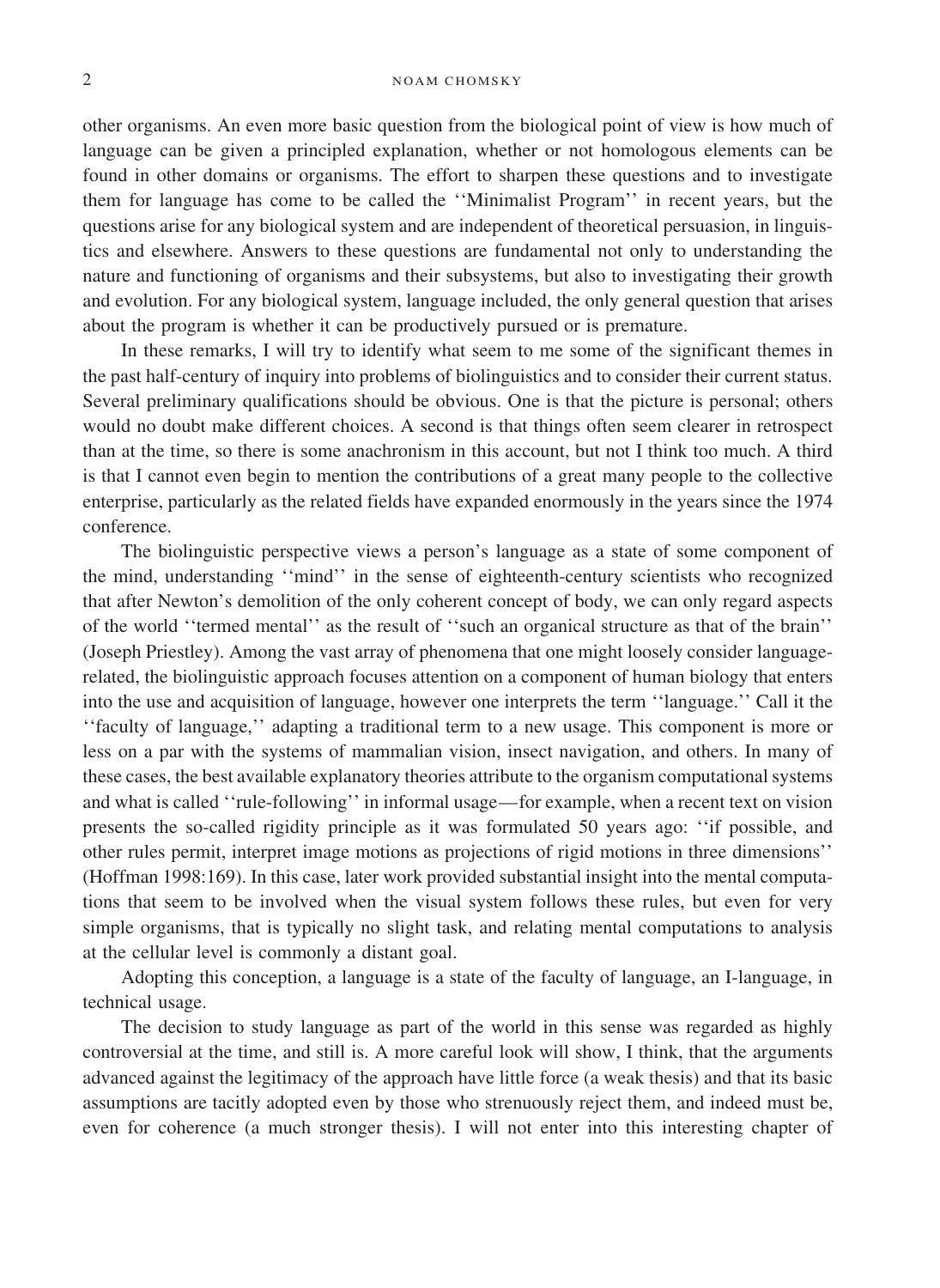other organisms. An even more basic question from the biological point of view is how much of language can be given a principled explanation, whether or not homologous elements can be found in other domains or organisms. The effort to sharpen these questions and to investigate them for language has come to be called the ''Minimalist Program'' in recent years, but the questions arise for any biological system and are independent of theoretical persuasion, in linguistics and elsewhere. Answers to these questions are fundamental not only to understanding the nature and functioning of organisms and their subsystems, but also to investigating their growth and evolution. For any biological system, language included, the only general question that arises about the program is whether it can be productively pursued or is premature.

In these remarks, I will try to identify what seem to me some of the significant themes in the past half-century of inquiry into problems of biolinguistics and to consider their current status. Several preliminary qualifications should be obvious. One is that the picture is personal; others would no doubt make different choices. A second is that things often seem clearer in retrospect than at the time, so there is some anachronism in this account, but not I think too much. A third is that I cannot even begin to mention the contributions of a great many people to the collective enterprise, particularly as the related fields have expanded enormously in the years since the 1974 conference.

The biolinguistic perspective views a person's language as a state of some component of the mind, understanding ''mind'' in the sense of eighteenth-century scientists who recognized that after Newton's demolition of the only coherent concept of body, we can only regard aspects of the world ''termed mental'' as the result of ''such an organical structure as that of the brain'' (Joseph Priestley). Among the vast array of phenomena that one might loosely consider language-related, the biolinguistic approach focuses attention on a component of human biology that enters into the use and acquisition of language, however one interprets the term ''language.'' Call it the ''faculty of language,'' adapting a traditional term to a new usage. This component is more or less on a par with the systems of mammalian vision, insect navigation, and others. In many of these cases, the best available explanatory theories attribute to the organism computational systems and what is called ''rule-following'' in informal usage—for example, when a recent text on vision presents the so-called rigidity principle as it was formulated 50 years ago: ''if possible, and other rules permit, interpret image motions as projections of rigid motions in three dimensions'' (Hoffman 1998:169). In this case, later work provided substantial insight into the mental computations that seem to be involved when the visual system follows these rules, but even for very simple organisms, that is typically no slight task, and relating mental computations to analysis at the cellular level is commonly a distant goal.

Adopting this conception, a language is a state of the faculty of language, an I-language, in technical usage.

The decision to study language as part of the world in this sense was regarded as highly controversial at the time, and still is. A more careful look will show, I think, that the arguments advanced against the legitimacy of the approach have little force (a weak thesis) and that its basic assumptions are tacitly adopted even by those who strenuously reject them, and indeed must be, even for coherence (a much stronger thesis). I will not enter into this interesting chapter of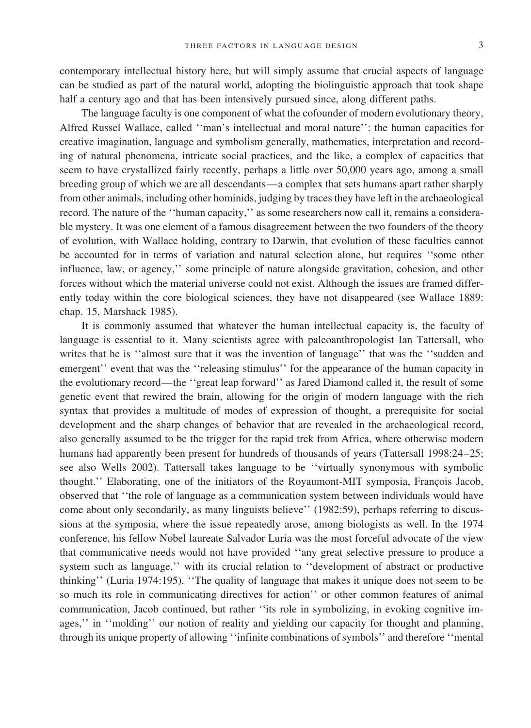contemporary intellectual history here, but will simply assume that crucial aspects of language can be studied as part of the natural world, adopting the biolinguistic approach that took shape half a century ago and that has been intensively pursued since, along different paths.

The language faculty is one component of what the cofounder of modern evolutionary theory, Alfred Russel Wallace, called ''man's intellectual and moral nature'': the human capacities for creative imagination, language and symbolism generally, mathematics, interpretation and recording of natural phenomena, intricate social practices, and the like, a complex of capacities that seem to have crystallized fairly recently, perhaps a little over 50,000 years ago, among a small breeding group of which we are all descendants—a complex that sets humans apart rather sharply from other animals, including other hominids, judging by traces they have left in the archaeological record. The nature of the ''human capacity,'' as some researchers now call it, remains a considerable mystery. It was one element of a famous disagreement between the two founders of the theory of evolution, with Wallace holding, contrary to Darwin, that evolution of these faculties cannot be accounted for in terms of variation and natural selection alone, but requires ''some other influence, law, or agency,'' some principle of nature alongside gravitation, cohesion, and other forces without which the material universe could not exist. Although the issues are framed differently today within the core biological sciences, they have not disappeared (see Wallace 1889: chap. 15, Marshack 1985).

It is commonly assumed that whatever the human intellectual capacity is, the faculty of language is essential to it. Many scientists agree with paleoanthropologist Ian Tattersall, who writes that he is ''almost sure that it was the invention of language'' that was the ''sudden and emergent'' event that was the ''releasing stimulus'' for the appearance of the human capacity in the evolutionary record—the ''great leap forward'' as Jared Diamond called it, the result of some genetic event that rewired the brain, allowing for the origin of modern language with the rich syntax that provides a multitude of modes of expression of thought, a prerequisite for social development and the sharp changes of behavior that are revealed in the archaeological record, also generally assumed to be the trigger for the rapid trek from Africa, where otherwise modern humans had apparently been present for hundreds of thousands of years (Tattersall 1998:24–25; see also Wells 2002). Tattersall takes language to be ''virtually synonymous with symbolic thought.'' Elaborating, one of the initiators of the Royaumont-MIT symposia, François Jacob, observed that ''the role of language as a communication system between individuals would have come about only secondarily, as many linguists believe'' (1982:59), perhaps referring to discussions at the symposia, where the issue repeatedly arose, among biologists as well. In the 1974 conference, his fellow Nobel laureate Salvador Luria was the most forceful advocate of the view that communicative needs would not have provided ''any great selective pressure to produce a system such as language,'' with its crucial relation to ''development of abstract or productive thinking'' (Luria 1974:195). ''The quality of language that makes it unique does not seem to be so much its role in communicating directives for action'' or other common features of animal communication, Jacob continued, but rather ''its role in symbolizing, in evoking cognitive images,'' in ''molding'' our notion of reality and yielding our capacity for thought and planning, through its unique property of allowing ''infinite combinations of symbols'' and therefore ''mental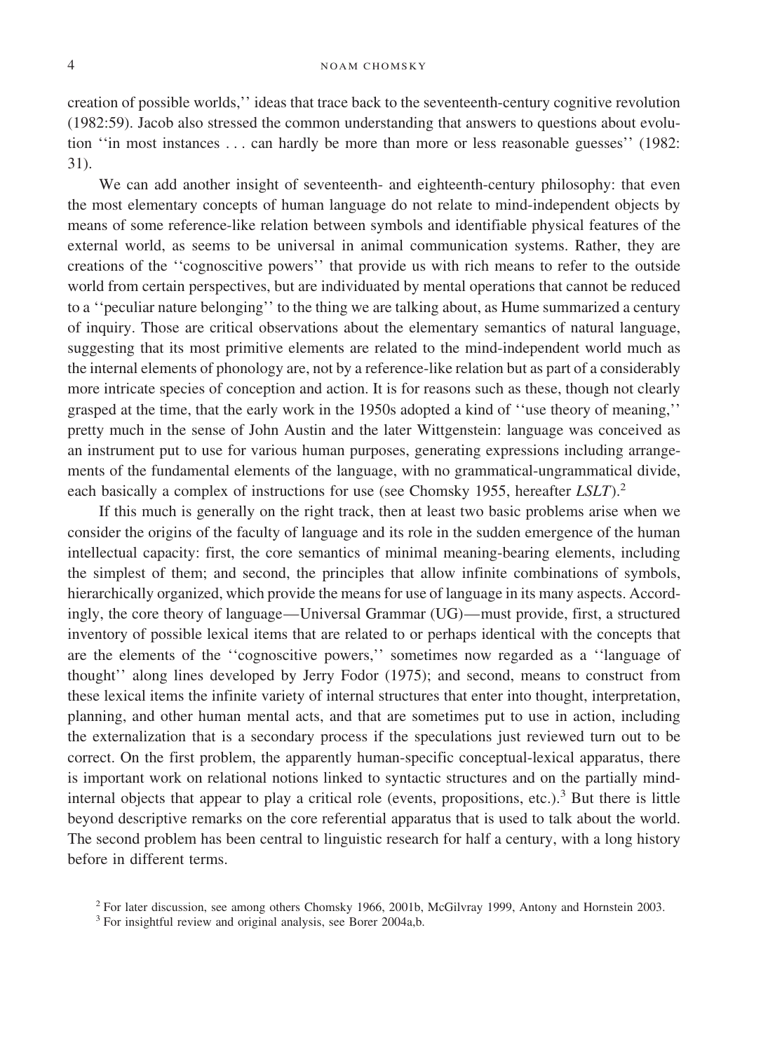creation of possible worlds,'' ideas that trace back to the seventeenth-century cognitive revolution (1982:59). Jacob also stressed the common understanding that answers to questions about evolution ''in most instances . . . can hardly be more than more or less reasonable guesses'' (1982: 31).

We can add another insight of seventeenth- and eighteenth-century philosophy: that even the most elementary concepts of human language do not relate to mind-independent objects by means of some reference-like relation between symbols and identifiable physical features of the external world, as seems to be universal in animal communication systems. Rather, they are creations of the ''cognoscitive powers'' that provide us with rich means to refer to the outside world from certain perspectives, but are individuated by mental operations that cannot be reduced to a ''peculiar nature belonging'' to the thing we are talking about, as Hume summarized a century of inquiry. Those are critical observations about the elementary semantics of natural language, suggesting that its most primitive elements are related to the mind-independent world much as the internal elements of phonology are, not by a reference-like relation but as part of a considerably more intricate species of conception and action. It is for reasons such as these, though not clearly grasped at the time, that the early work in the 1950s adopted a kind of ''use theory of meaning,'' pretty much in the sense of John Austin and the later Wittgenstein: language was conceived as an instrument put to use for various human purposes, generating expressions including arrangements of the fundamental elements of the language, with no grammatical-ungrammatical divide, each basically a complex of instructions for use (see Chomsky 1955, hereafter *LSLT*).[2]

If this much is generally on the right track, then at least two basic problems arise when we consider the origins of the faculty of language and its role in the sudden emergence of the human intellectual capacity: first, the core semantics of minimal meaning-bearing elements, including the simplest of them; and second, the principles that allow infinite combinations of symbols, hierarchically organized, which provide the means for use of language in its many aspects. Accordingly, the core theory of language—Universal Grammar (UG)—must provide, first, a structured inventory of possible lexical items that are related to or perhaps identical with the concepts that are the elements of the ''cognoscitive powers,'' sometimes now regarded as a ''language of thought'' along lines developed by Jerry Fodor (1975); and second, means to construct from these lexical items the infinite variety of internal structures that enter into thought, interpretation, planning, and other human mental acts, and that are sometimes put to use in action, including the externalization that is a secondary process if the speculations just reviewed turn out to be correct. On the first problem, the apparently human-specific conceptual-lexical apparatus, there is important work on relational notions linked to syntactic structures and on the partially mind-internal objects that appear to play a critical role (events, propositions, etc.).[3] But there is little beyond descriptive remarks on the core referential apparatus that is used to talk about the world. The second problem has been central to linguistic research for half a century, with a long history before in different terms.

[2] For later discussion, see among others Chomsky 1966, 2001b, McGilvray 1999, Antony and Hornstein 2003.

[3] For insightful review and original analysis, see Borer 2004a,b.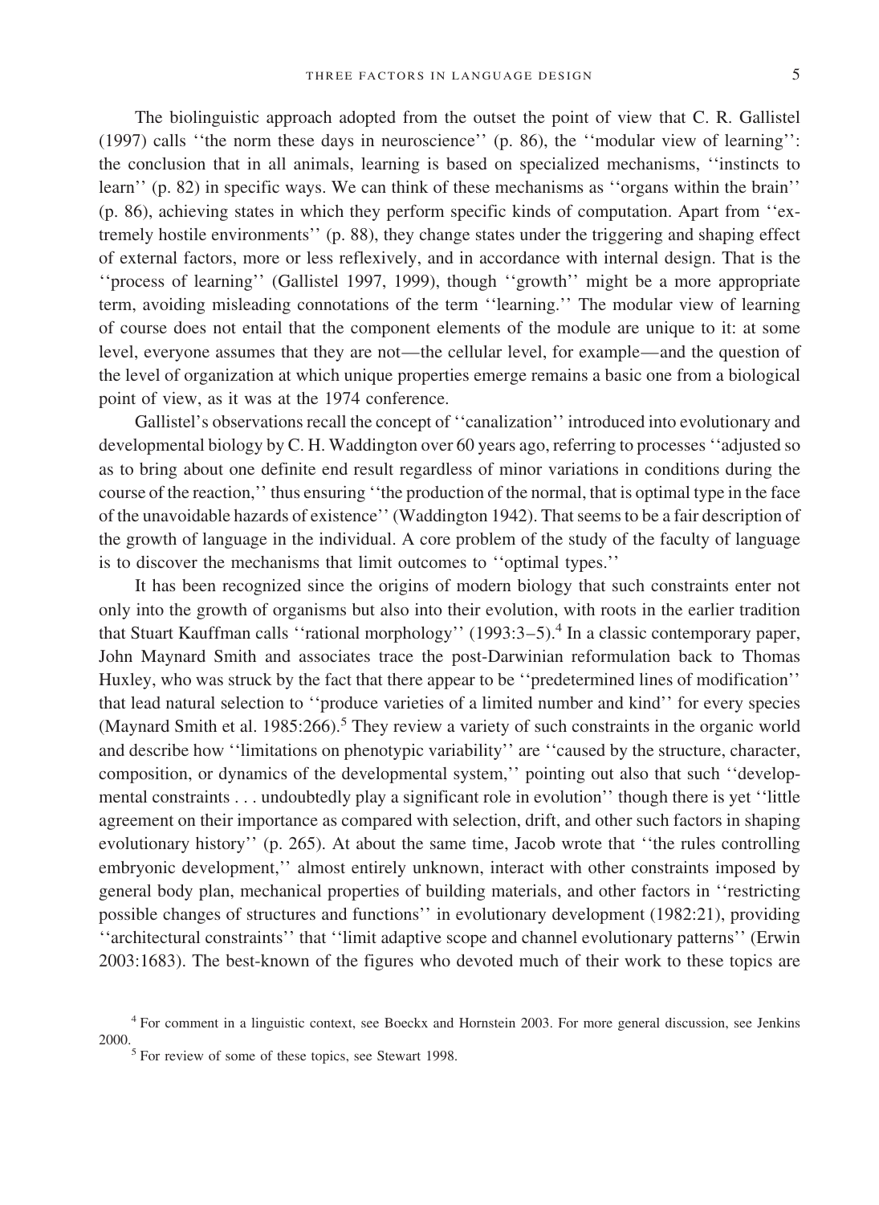The biolinguistic approach adopted from the outset the point of view that C. R. Gallistel (1997) calls ''the norm these days in neuroscience'' (p. 86), the ''modular view of learning'': the conclusion that in all animals, learning is based on specialized mechanisms, ''instincts to learn'' (p. 82) in specific ways. We can think of these mechanisms as ''organs within the brain'' (p. 86), achieving states in which they perform specific kinds of computation. Apart from ''extremely hostile environments'' (p. 88), they change states under the triggering and shaping effect of external factors, more or less reflexively, and in accordance with internal design. That is the ''process of learning'' (Gallistel 1997, 1999), though ''growth'' might be a more appropriate term, avoiding misleading connotations of the term ''learning.'' The modular view of learning of course does not entail that the component elements of the module are unique to it: at some level, everyone assumes that they are not—the cellular level, for example—and the question of the level of organization at which unique properties emerge remains a basic one from a biological point of view, as it was at the 1974 conference.

Gallistel's observations recall the concept of ''canalization'' introduced into evolutionary and developmental biology by C. H. Waddington over 60 years ago, referring to processes ''adjusted so as to bring about one definite end result regardless of minor variations in conditions during the course of the reaction,'' thus ensuring ''the production of the normal, that is optimal type in the face of the unavoidable hazards of existence'' (Waddington 1942). That seems to be a fair description of the growth of language in the individual. A core problem of the study of the faculty of language is to discover the mechanisms that limit outcomes to ''optimal types.''

It has been recognized since the origins of modern biology that such constraints enter not only into the growth of organisms but also into their evolution, with roots in the earlier tradition that Stuart Kauffman calls ''rational morphology'' (1993:3–5).[4] In a classic contemporary paper, John Maynard Smith and associates trace the post-Darwinian reformulation back to Thomas Huxley, who was struck by the fact that there appear to be ''predetermined lines of modification'' that lead natural selection to ''produce varieties of a limited number and kind'' for every species (Maynard Smith et al. 1985:266).[5] They review a variety of such constraints in the organic world and describe how ''limitations on phenotypic variability'' are ''caused by the structure, character, composition, or dynamics of the developmental system,'' pointing out also that such ''developmental constraints . . . undoubtedly play a significant role in evolution'' though there is yet ''little agreement on their importance as compared with selection, drift, and other such factors in shaping evolutionary history'' (p. 265). At about the same time, Jacob wrote that ''the rules controlling embryonic development,'' almost entirely unknown, interact with other constraints imposed by general body plan, mechanical properties of building materials, and other factors in ''restricting possible changes of structures and functions'' in evolutionary development (1982:21), providing ''architectural constraints'' that ''limit adaptive scope and channel evolutionary patterns'' (Erwin 2003:1683). The best-known of the figures who devoted much of their work to these topics are

[4] For comment in a linguistic context, see Boeckx and Hornstein 2003. For more general discussion, see Jenkins 2000.

[5] For review of some of these topics, see Stewart 1998.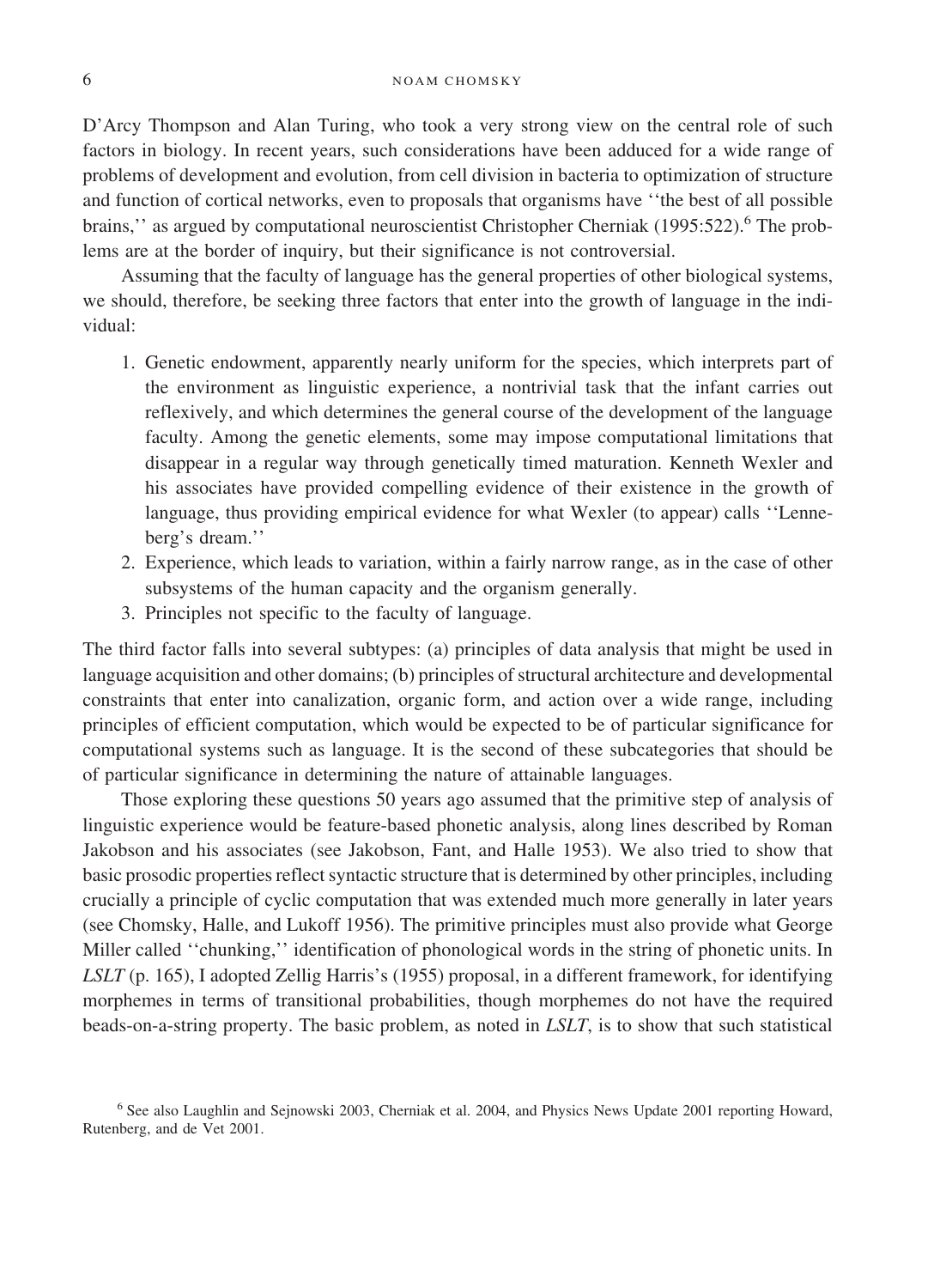D'Arcy Thompson and Alan Turing, who took a very strong view on the central role of such factors in biology. In recent years, such considerations have been adduced for a wide range of problems of development and evolution, from cell division in bacteria to optimization of structure and function of cortical networks, even to proposals that organisms have ''the best of all possible brains,'' as argued by computational neuroscientist Christopher Cherniak (1995:522).[6] The problems are at the border of inquiry, but their significance is not controversial.

Assuming that the faculty of language has the general properties of other biological systems, we should, therefore, be seeking three factors that enter into the growth of language in the individual:

1. Genetic endowment, apparently nearly uniform for the species, which interprets part of the environment as linguistic experience, a nontrivial task that the infant carries out reflexively, and which determines the general course of the development of the language faculty. Among the genetic elements, some may impose computational limitations that disappear in a regular way through genetically timed maturation. Kenneth Wexler and his associates have provided compelling evidence of their existence in the growth of language, thus providing empirical evidence for what Wexler (to appear) calls ''Lenneberg's dream.''
2. Experience, which leads to variation, within a fairly narrow range, as in the case of other subsystems of the human capacity and the organism generally.
3. Principles not specific to the faculty of language.

The third factor falls into several subtypes: (a) principles of data analysis that might be used in language acquisition and other domains; (b) principles of structural architecture and developmental constraints that enter into canalization, organic form, and action over a wide range, including principles of efficient computation, which would be expected to be of particular significance for computational systems such as language. It is the second of these subcategories that should be of particular significance in determining the nature of attainable languages.

Those exploring these questions 50 years ago assumed that the primitive step of analysis of linguistic experience would be feature-based phonetic analysis, along lines described by Roman Jakobson and his associates (see Jakobson, Fant, and Halle 1953). We also tried to show that basic prosodic properties reflect syntactic structure that is determined by other principles, including crucially a principle of cyclic computation that was extended much more generally in later years (see Chomsky, Halle, and Lukoff 1956). The primitive principles must also provide what George Miller called ''chunking,'' identification of phonological words in the string of phonetic units. In *LSLT* (p. 165), I adopted Zellig Harris's (1955) proposal, in a different framework, for identifying morphemes in terms of transitional probabilities, though morphemes do not have the required beads-on-a-string property. The basic problem, as noted in *LSLT*, is to show that such statistical

[6] See also Laughlin and Sejnowski 2003, Cherniak et al. 2004, and Physics News Update 2001 reporting Howard, Rutenberg, and de Vet 2001.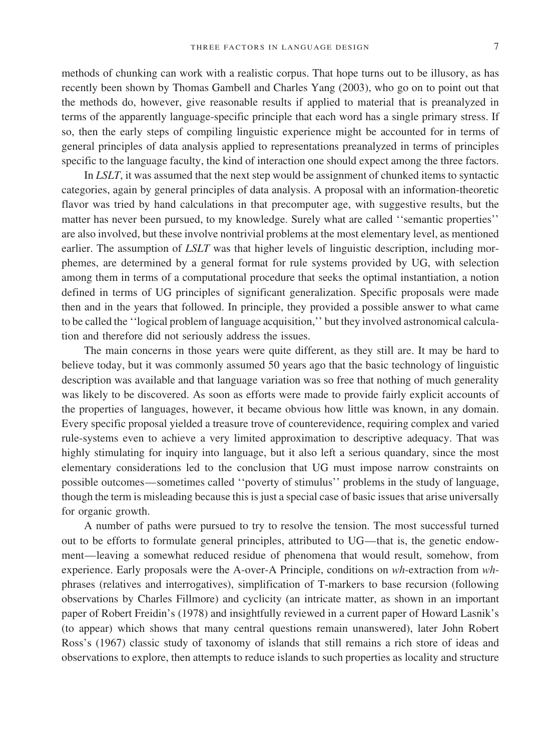methods of chunking can work with a realistic corpus. That hope turns out to be illusory, as has recently been shown by Thomas Gambell and Charles Yang (2003), who go on to point out that the methods do, however, give reasonable results if applied to material that is preanalyzed in terms of the apparently language-specific principle that each word has a single primary stress. If so, then the early steps of compiling linguistic experience might be accounted for in terms of general principles of data analysis applied to representations preanalyzed in terms of principles specific to the language faculty, the kind of interaction one should expect among the three factors.

In *LSLT*, it was assumed that the next step would be assignment of chunked items to syntactic categories, again by general principles of data analysis. A proposal with an information-theoretic flavor was tried by hand calculations in that precomputer age, with suggestive results, but the matter has never been pursued, to my knowledge. Surely what are called ''semantic properties'' are also involved, but these involve nontrivial problems at the most elementary level, as mentioned earlier. The assumption of *LSLT* was that higher levels of linguistic description, including morphemes, are determined by a general format for rule systems provided by UG, with selection among them in terms of a computational procedure that seeks the optimal instantiation, a notion defined in terms of UG principles of significant generalization. Specific proposals were made then and in the years that followed. In principle, they provided a possible answer to what came to be called the ''logical problem of language acquisition,'' but they involved astronomical calculation and therefore did not seriously address the issues.

The main concerns in those years were quite different, as they still are. It may be hard to believe today, but it was commonly assumed 50 years ago that the basic technology of linguistic description was available and that language variation was so free that nothing of much generality was likely to be discovered. As soon as efforts were made to provide fairly explicit accounts of the properties of languages, however, it became obvious how little was known, in any domain. Every specific proposal yielded a treasure trove of counterevidence, requiring complex and varied rule-systems even to achieve a very limited approximation to descriptive adequacy. That was highly stimulating for inquiry into language, but it also left a serious quandary, since the most elementary considerations led to the conclusion that UG must impose narrow constraints on possible outcomes—sometimes called ''poverty of stimulus'' problems in the study of language, though the term is misleading because this is just a special case of basic issues that arise universally for organic growth.

A number of paths were pursued to try to resolve the tension. The most successful turned out to be efforts to formulate general principles, attributed to UG—that is, the genetic endowment—leaving a somewhat reduced residue of phenomena that would result, somehow, from experience. Early proposals were the A-over-A Principle, conditions on *wh*-extraction from *wh*-phrases (relatives and interrogatives), simplification of T-markers to base recursion (following observations by Charles Fillmore) and cyclicity (an intricate matter, as shown in an important paper of Robert Freidin's (1978) and insightfully reviewed in a current paper of Howard Lasnik's (to appear) which shows that many central questions remain unanswered), later John Robert Ross's (1967) classic study of taxonomy of islands that still remains a rich store of ideas and observations to explore, then attempts to reduce islands to such properties as locality and structure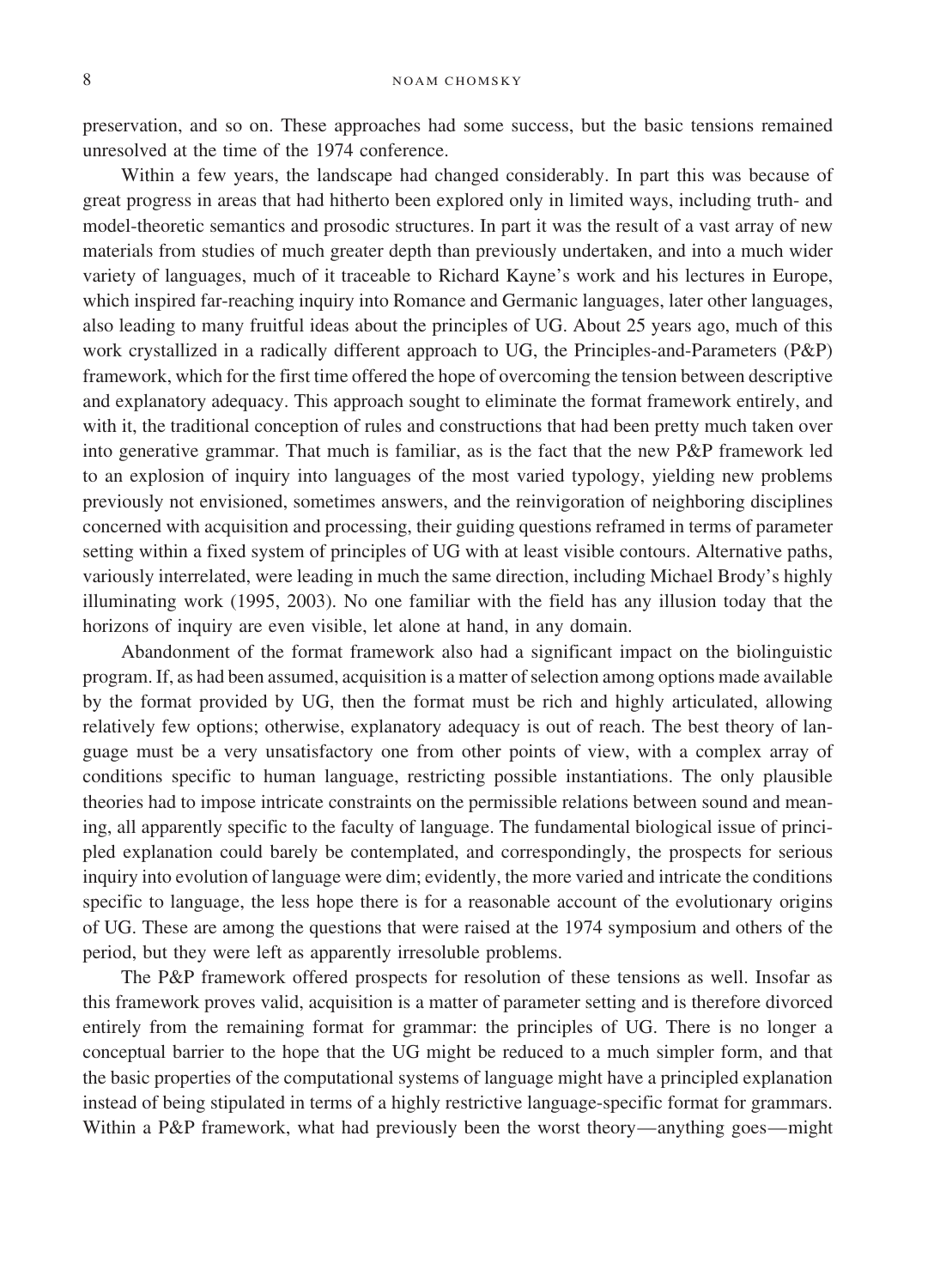preservation, and so on. These approaches had some success, but the basic tensions remained unresolved at the time of the 1974 conference.

Within a few years, the landscape had changed considerably. In part this was because of great progress in areas that had hitherto been explored only in limited ways, including truth- and model-theoretic semantics and prosodic structures. In part it was the result of a vast array of new materials from studies of much greater depth than previously undertaken, and into a much wider variety of languages, much of it traceable to Richard Kayne's work and his lectures in Europe, which inspired far-reaching inquiry into Romance and Germanic languages, later other languages, also leading to many fruitful ideas about the principles of UG. About 25 years ago, much of this work crystallized in a radically different approach to UG, the Principles-and-Parameters (P&P) framework, which for the first time offered the hope of overcoming the tension between descriptive and explanatory adequacy. This approach sought to eliminate the format framework entirely, and with it, the traditional conception of rules and constructions that had been pretty much taken over into generative grammar. That much is familiar, as is the fact that the new P&P framework led to an explosion of inquiry into languages of the most varied typology, yielding new problems previously not envisioned, sometimes answers, and the reinvigoration of neighboring disciplines concerned with acquisition and processing, their guiding questions reframed in terms of parameter setting within a fixed system of principles of UG with at least visible contours. Alternative paths, variously interrelated, were leading in much the same direction, including Michael Brody's highly illuminating work (1995, 2003). No one familiar with the field has any illusion today that the horizons of inquiry are even visible, let alone at hand, in any domain.

Abandonment of the format framework also had a significant impact on the biolinguistic program. If, as had been assumed, acquisition is a matter of selection among options made available by the format provided by UG, then the format must be rich and highly articulated, allowing relatively few options; otherwise, explanatory adequacy is out of reach. The best theory of language must be a very unsatisfactory one from other points of view, with a complex array of conditions specific to human language, restricting possible instantiations. The only plausible theories had to impose intricate constraints on the permissible relations between sound and meaning, all apparently specific to the faculty of language. The fundamental biological issue of principled explanation could barely be contemplated, and correspondingly, the prospects for serious inquiry into evolution of language were dim; evidently, the more varied and intricate the conditions specific to language, the less hope there is for a reasonable account of the evolutionary origins of UG. These are among the questions that were raised at the 1974 symposium and others of the period, but they were left as apparently irresoluble problems.

The P&P framework offered prospects for resolution of these tensions as well. Insofar as this framework proves valid, acquisition is a matter of parameter setting and is therefore divorced entirely from the remaining format for grammar: the principles of UG. There is no longer a conceptual barrier to the hope that the UG might be reduced to a much simpler form, and that the basic properties of the computational systems of language might have a principled explanation instead of being stipulated in terms of a highly restrictive language-specific format for grammars. Within a P&P framework, what had previously been the worst theory—anything goes—might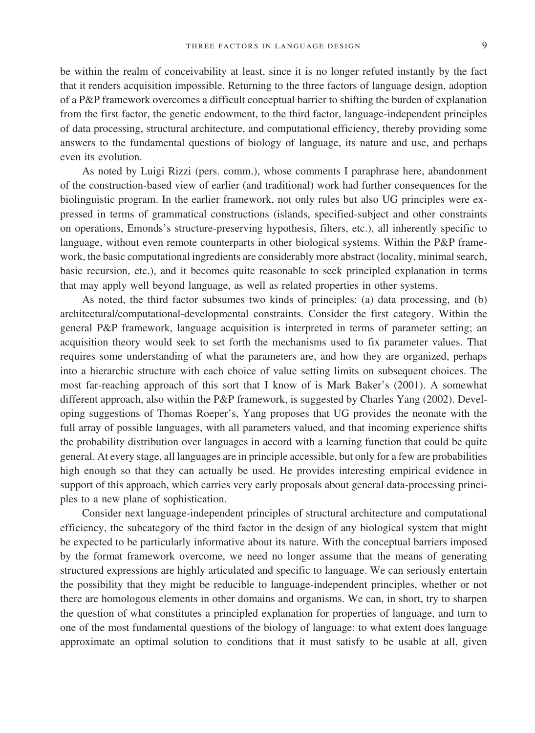be within the realm of conceivability at least, since it is no longer refuted instantly by the fact that it renders acquisition impossible. Returning to the three factors of language design, adoption of a P&P framework overcomes a difficult conceptual barrier to shifting the burden of explanation from the first factor, the genetic endowment, to the third factor, language-independent principles of data processing, structural architecture, and computational efficiency, thereby providing some answers to the fundamental questions of biology of language, its nature and use, and perhaps even its evolution.

As noted by Luigi Rizzi (pers. comm.), whose comments I paraphrase here, abandonment of the construction-based view of earlier (and traditional) work had further consequences for the biolinguistic program. In the earlier framework, not only rules but also UG principles were expressed in terms of grammatical constructions (islands, specified-subject and other constraints on operations, Emonds's structure-preserving hypothesis, filters, etc.), all inherently specific to language, without even remote counterparts in other biological systems. Within the P&P framework, the basic computational ingredients are considerably more abstract (locality, minimal search, basic recursion, etc.), and it becomes quite reasonable to seek principled explanation in terms that may apply well beyond language, as well as related properties in other systems.

As noted, the third factor subsumes two kinds of principles: (a) data processing, and (b) architectural/computational-developmental constraints. Consider the first category. Within the general P&P framework, language acquisition is interpreted in terms of parameter setting; an acquisition theory would seek to set forth the mechanisms used to fix parameter values. That requires some understanding of what the parameters are, and how they are organized, perhaps into a hierarchic structure with each choice of value setting limits on subsequent choices. The most far-reaching approach of this sort that I know of is Mark Baker's (2001). A somewhat different approach, also within the P&P framework, is suggested by Charles Yang (2002). Developing suggestions of Thomas Roeper's, Yang proposes that UG provides the neonate with the full array of possible languages, with all parameters valued, and that incoming experience shifts the probability distribution over languages in accord with a learning function that could be quite general. At every stage, all languages are in principle accessible, but only for a few are probabilities high enough so that they can actually be used. He provides interesting empirical evidence in support of this approach, which carries very early proposals about general data-processing principles to a new plane of sophistication.

Consider next language-independent principles of structural architecture and computational efficiency, the subcategory of the third factor in the design of any biological system that might be expected to be particularly informative about its nature. With the conceptual barriers imposed by the format framework overcome, we need no longer assume that the means of generating structured expressions are highly articulated and specific to language. We can seriously entertain the possibility that they might be reducible to language-independent principles, whether or not there are homologous elements in other domains and organisms. We can, in short, try to sharpen the question of what constitutes a principled explanation for properties of language, and turn to one of the most fundamental questions of the biology of language: to what extent does language approximate an optimal solution to conditions that it must satisfy to be usable at all, given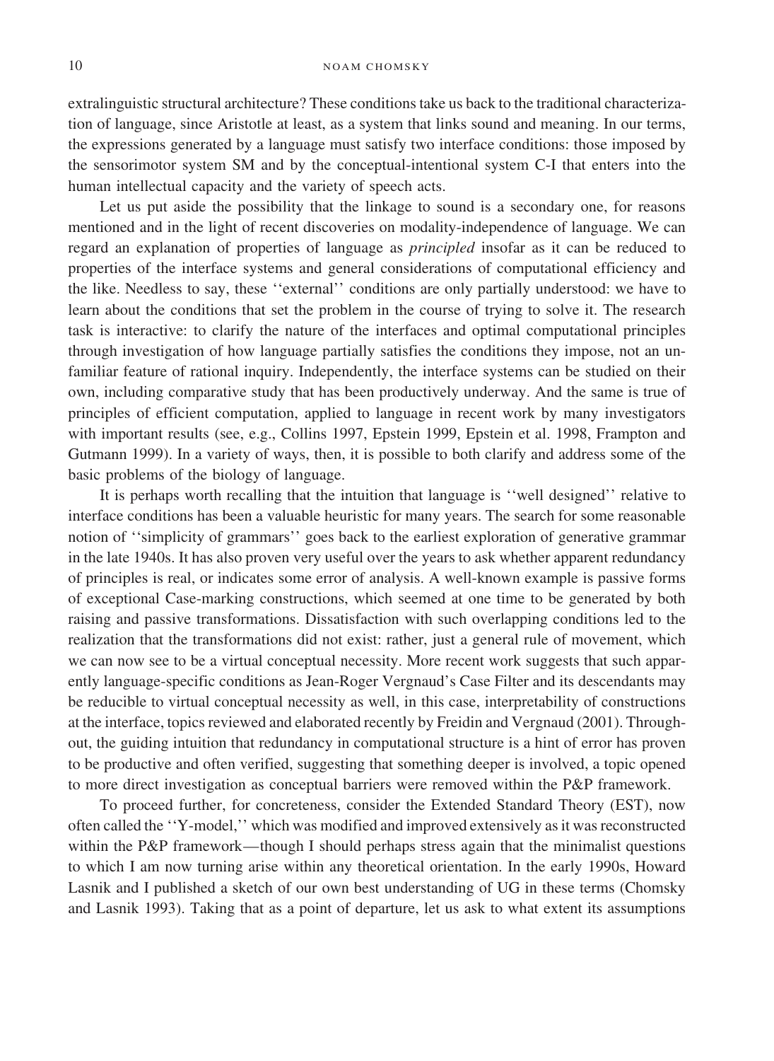extralinguistic structural architecture? These conditions take us back to the traditional characterization of language, since Aristotle at least, as a system that links sound and meaning. In our terms, the expressions generated by a language must satisfy two interface conditions: those imposed by the sensorimotor system SM and by the conceptual-intentional system C-I that enters into the human intellectual capacity and the variety of speech acts.

Let us put aside the possibility that the linkage to sound is a secondary one, for reasons mentioned and in the light of recent discoveries on modality-independence of language. We can regard an explanation of properties of language as *principled* insofar as it can be reduced to properties of the interface systems and general considerations of computational efficiency and the like. Needless to say, these ''external'' conditions are only partially understood: we have to learn about the conditions that set the problem in the course of trying to solve it. The research task is interactive: to clarify the nature of the interfaces and optimal computational principles through investigation of how language partially satisfies the conditions they impose, not an unfamiliar feature of rational inquiry. Independently, the interface systems can be studied on their own, including comparative study that has been productively underway. And the same is true of principles of efficient computation, applied to language in recent work by many investigators with important results (see, e.g., Collins 1997, Epstein 1999, Epstein et al. 1998, Frampton and Gutmann 1999). In a variety of ways, then, it is possible to both clarify and address some of the basic problems of the biology of language.

It is perhaps worth recalling that the intuition that language is ''well designed'' relative to interface conditions has been a valuable heuristic for many years. The search for some reasonable notion of ''simplicity of grammars'' goes back to the earliest exploration of generative grammar in the late 1940s. It has also proven very useful over the years to ask whether apparent redundancy of principles is real, or indicates some error of analysis. A well-known example is passive forms of exceptional Case-marking constructions, which seemed at one time to be generated by both raising and passive transformations. Dissatisfaction with such overlapping conditions led to the realization that the transformations did not exist: rather, just a general rule of movement, which we can now see to be a virtual conceptual necessity. More recent work suggests that such apparently language-specific conditions as Jean-Roger Vergnaud's Case Filter and its descendants may be reducible to virtual conceptual necessity as well, in this case, interpretability of constructions at the interface, topics reviewed and elaborated recently by Freidin and Vergnaud (2001). Throughout, the guiding intuition that redundancy in computational structure is a hint of error has proven to be productive and often verified, suggesting that something deeper is involved, a topic opened to more direct investigation as conceptual barriers were removed within the P&P framework.

To proceed further, for concreteness, consider the Extended Standard Theory (EST), now often called the ''Y-model,'' which was modified and improved extensively as it was reconstructed within the P&P framework—though I should perhaps stress again that the minimalist questions to which I am now turning arise within any theoretical orientation. In the early 1990s, Howard Lasnik and I published a sketch of our own best understanding of UG in these terms (Chomsky and Lasnik 1993). Taking that as a point of departure, let us ask to what extent its assumptions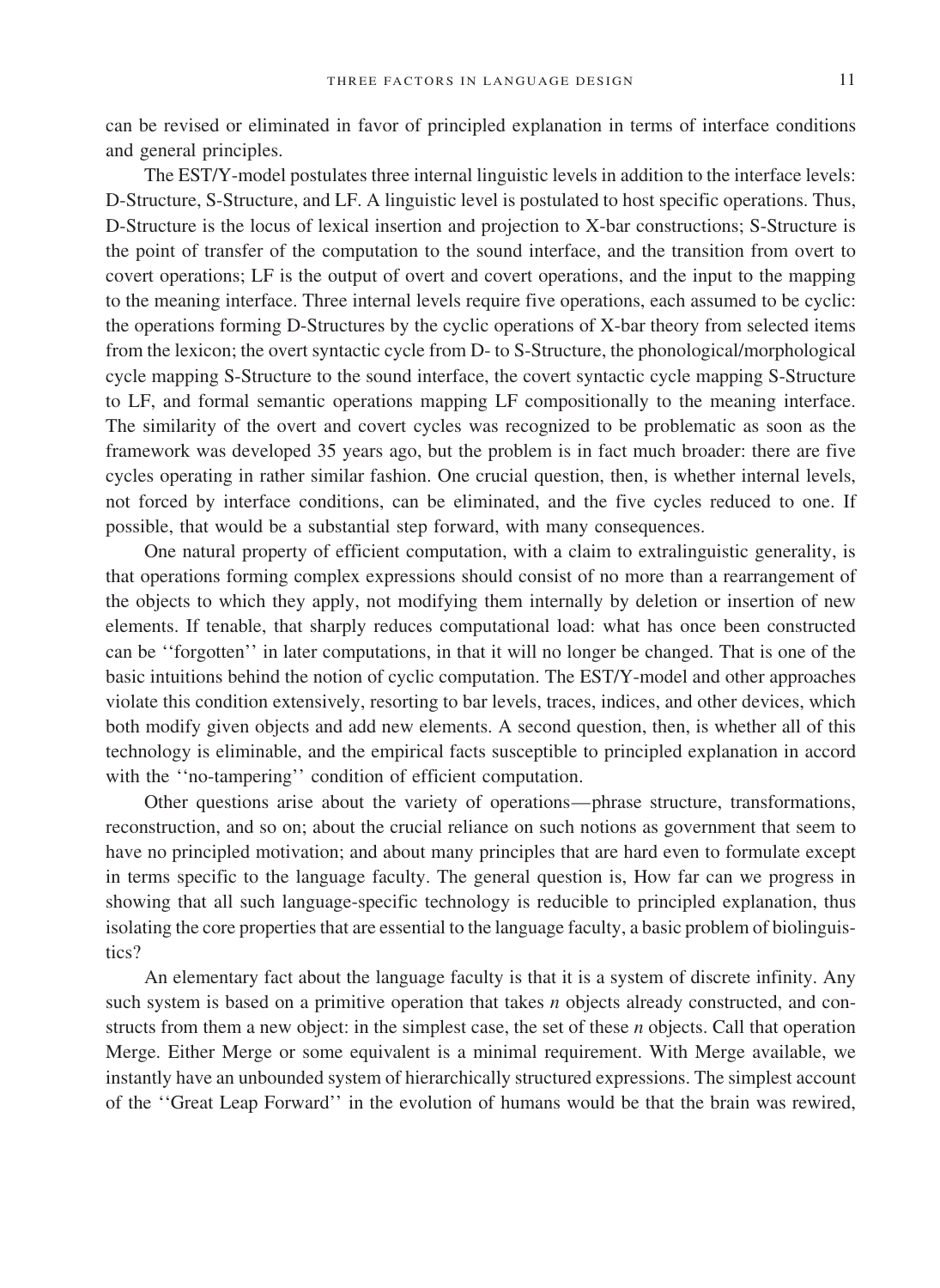can be revised or eliminated in favor of principled explanation in terms of interface conditions and general principles.

The EST/Y-model postulates three internal linguistic levels in addition to the interface levels: D-Structure, S-Structure, and LF. A linguistic level is postulated to host specific operations. Thus, D-Structure is the locus of lexical insertion and projection to X-bar constructions; S-Structure is the point of transfer of the computation to the sound interface, and the transition from overt to covert operations; LF is the output of overt and covert operations, and the input to the mapping to the meaning interface. Three internal levels require five operations, each assumed to be cyclic: the operations forming D-Structures by the cyclic operations of X-bar theory from selected items from the lexicon; the overt syntactic cycle from D- to S-Structure, the phonological/morphological cycle mapping S-Structure to the sound interface, the covert syntactic cycle mapping S-Structure to LF, and formal semantic operations mapping LF compositionally to the meaning interface. The similarity of the overt and covert cycles was recognized to be problematic as soon as the framework was developed 35 years ago, but the problem is in fact much broader: there are five cycles operating in rather similar fashion. One crucial question, then, is whether internal levels, not forced by interface conditions, can be eliminated, and the five cycles reduced to one. If possible, that would be a substantial step forward, with many consequences.

One natural property of efficient computation, with a claim to extralinguistic generality, is that operations forming complex expressions should consist of no more than a rearrangement of the objects to which they apply, not modifying them internally by deletion or insertion of new elements. If tenable, that sharply reduces computational load: what has once been constructed can be ''forgotten'' in later computations, in that it will no longer be changed. That is one of the basic intuitions behind the notion of cyclic computation. The EST/Y-model and other approaches violate this condition extensively, resorting to bar levels, traces, indices, and other devices, which both modify given objects and add new elements. A second question, then, is whether all of this technology is eliminable, and the empirical facts susceptible to principled explanation in accord with the ''no-tampering'' condition of efficient computation.

Other questions arise about the variety of operations—phrase structure, transformations, reconstruction, and so on; about the crucial reliance on such notions as government that seem to have no principled motivation; and about many principles that are hard even to formulate except in terms specific to the language faculty. The general question is, How far can we progress in showing that all such language-specific technology is reducible to principled explanation, thus isolating the core properties that are essential to the language faculty, a basic problem of biolinguistics?

An elementary fact about the language faculty is that it is a system of discrete infinity. Any such system is based on a primitive operation that takes *n* objects already constructed, and constructs from them a new object: in the simplest case, the set of these *n* objects. Call that operation Merge. Either Merge or some equivalent is a minimal requirement. With Merge available, we instantly have an unbounded system of hierarchically structured expressions. The simplest account of the ''Great Leap Forward'' in the evolution of humans would be that the brain was rewired,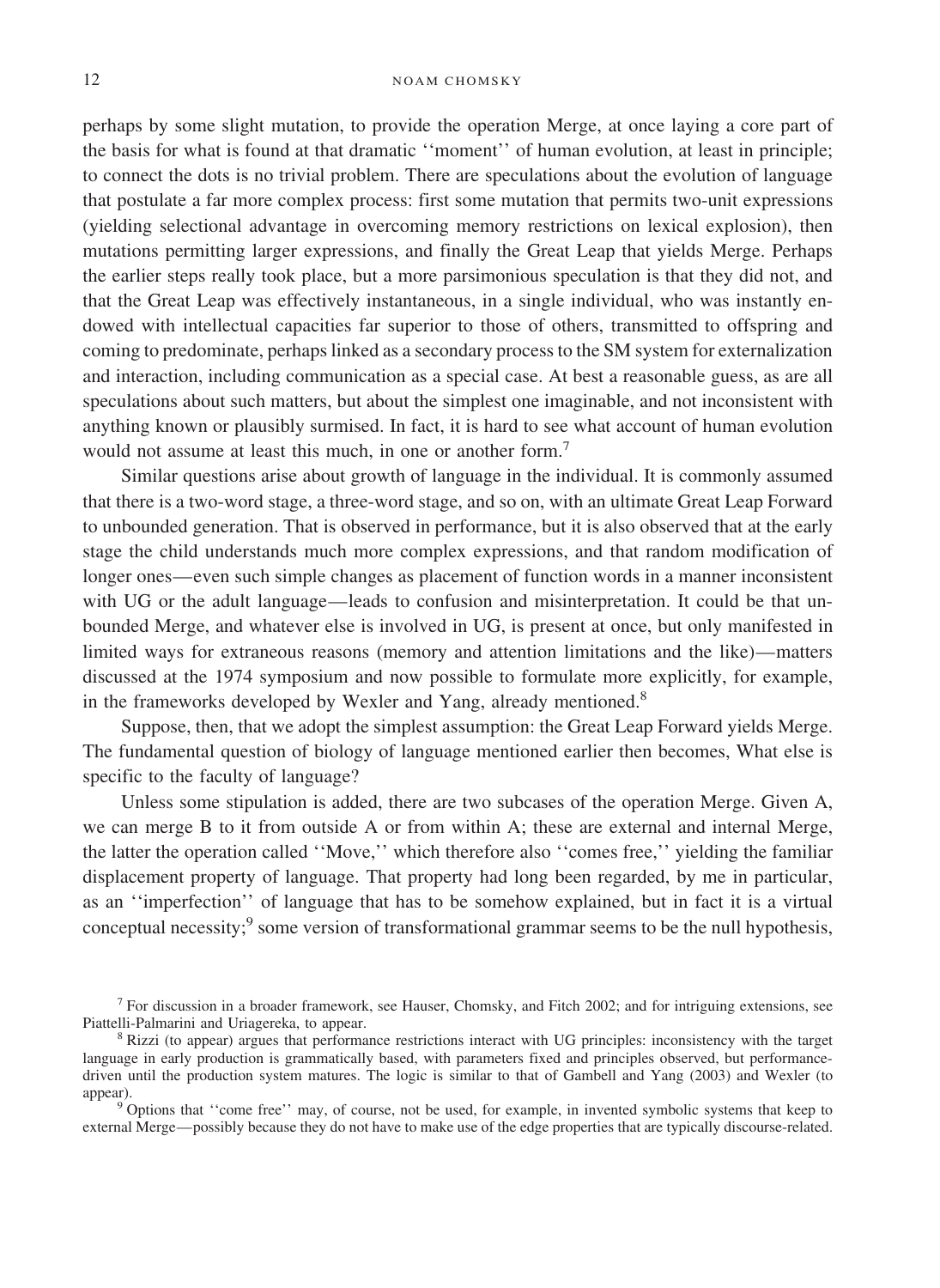perhaps by some slight mutation, to provide the operation Merge, at once laying a core part of the basis for what is found at that dramatic ''moment'' of human evolution, at least in principle; to connect the dots is no trivial problem. There are speculations about the evolution of language that postulate a far more complex process: first some mutation that permits two-unit expressions (yielding selectional advantage in overcoming memory restrictions on lexical explosion), then mutations permitting larger expressions, and finally the Great Leap that yields Merge. Perhaps the earlier steps really took place, but a more parsimonious speculation is that they did not, and that the Great Leap was effectively instantaneous, in a single individual, who was instantly endowed with intellectual capacities far superior to those of others, transmitted to offspring and coming to predominate, perhaps linked as a secondary process to the SM system for externalization and interaction, including communication as a special case. At best a reasonable guess, as are all speculations about such matters, but about the simplest one imaginable, and not inconsistent with anything known or plausibly surmised. In fact, it is hard to see what account of human evolution would not assume at least this much, in one or another form.[7]

Similar questions arise about growth of language in the individual. It is commonly assumed that there is a two-word stage, a three-word stage, and so on, with an ultimate Great Leap Forward to unbounded generation. That is observed in performance, but it is also observed that at the early stage the child understands much more complex expressions, and that random modification of longer ones—even such simple changes as placement of function words in a manner inconsistent with UG or the adult language—leads to confusion and misinterpretation. It could be that unbounded Merge, and whatever else is involved in UG, is present at once, but only manifested in limited ways for extraneous reasons (memory and attention limitations and the like)—matters discussed at the 1974 symposium and now possible to formulate more explicitly, for example, in the frameworks developed by Wexler and Yang, already mentioned.[8]

Suppose, then, that we adopt the simplest assumption: the Great Leap Forward yields Merge. The fundamental question of biology of language mentioned earlier then becomes, What else is specific to the faculty of language?

Unless some stipulation is added, there are two subcases of the operation Merge. Given A, we can merge B to it from outside A or from within A; these are external and internal Merge, the latter the operation called ''Move,'' which therefore also ''comes free,'' yielding the familiar displacement property of language. That property had long been regarded, by me in particular, as an ''imperfection'' of language that has to be somehow explained, but in fact it is a virtual conceptual necessity;[9] some version of transformational grammar seems to be the null hypothesis,

[7] For discussion in a broader framework, see Hauser, Chomsky, and Fitch 2002; and for intriguing extensions, see Piattelli-Palmarini and Uriagereka, to appear.

[8] Rizzi (to appear) argues that performance restrictions interact with UG principles: inconsistency with the target language in early production is grammatically based, with parameters fixed and principles observed, but performance-driven until the production system matures. The logic is similar to that of Gambell and Yang (2003) and Wexler (to appear).

[9] Options that ''come free'' may, of course, not be used, for example, in invented symbolic systems that keep to external Merge—possibly because they do not have to make use of the edge properties that are typically discourse-related.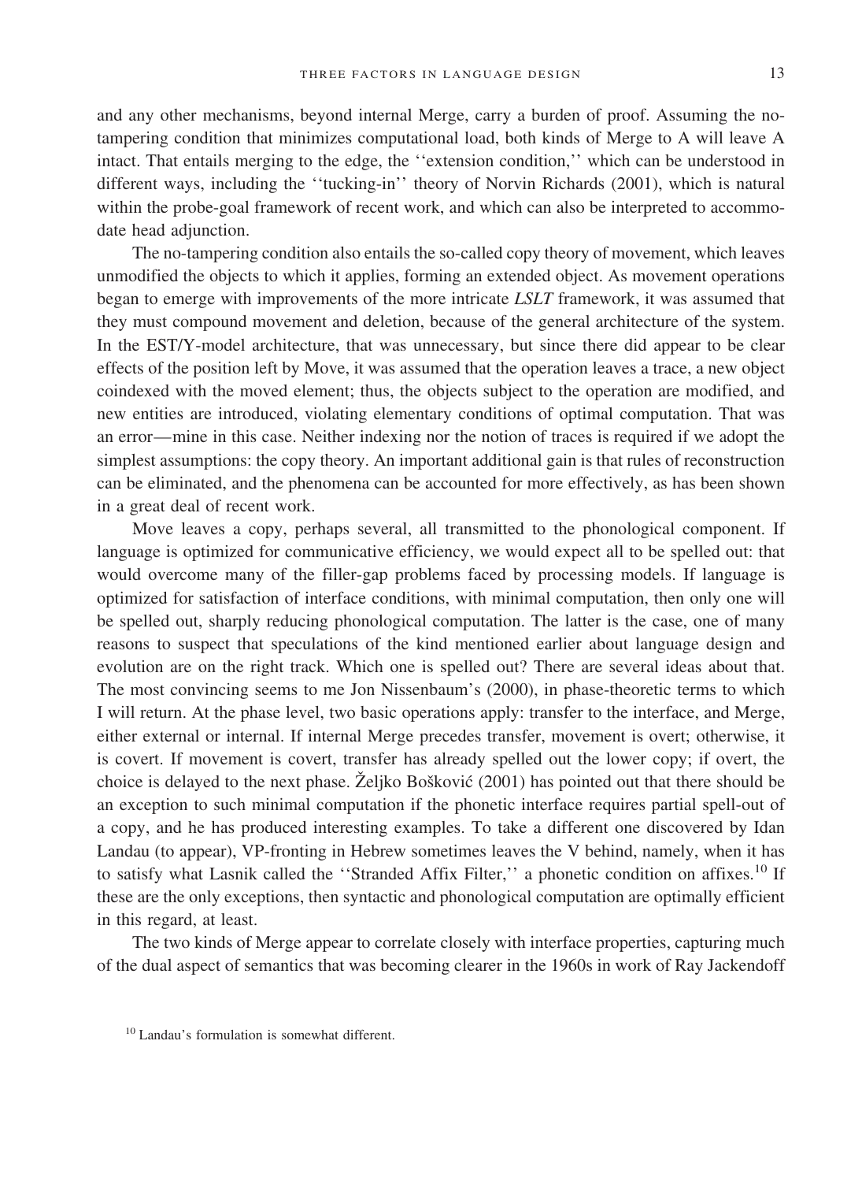and any other mechanisms, beyond internal Merge, carry a burden of proof. Assuming the no-tampering condition that minimizes computational load, both kinds of Merge to A will leave A intact. That entails merging to the edge, the ''extension condition,'' which can be understood in different ways, including the ''tucking-in'' theory of Norvin Richards (2001), which is natural within the probe-goal framework of recent work, and which can also be interpreted to accommodate head adjunction.

The no-tampering condition also entails the so-called copy theory of movement, which leaves unmodified the objects to which it applies, forming an extended object. As movement operations began to emerge with improvements of the more intricate *LSLT* framework, it was assumed that they must compound movement and deletion, because of the general architecture of the system. In the EST/Y-model architecture, that was unnecessary, but since there did appear to be clear effects of the position left by Move, it was assumed that the operation leaves a trace, a new object coindexed with the moved element; thus, the objects subject to the operation are modified, and new entities are introduced, violating elementary conditions of optimal computation. That was an error—mine in this case. Neither indexing nor the notion of traces is required if we adopt the simplest assumptions: the copy theory. An important additional gain is that rules of reconstruction can be eliminated, and the phenomena can be accounted for more effectively, as has been shown in a great deal of recent work.

Move leaves a copy, perhaps several, all transmitted to the phonological component. If language is optimized for communicative efficiency, we would expect all to be spelled out: that would overcome many of the filler-gap problems faced by processing models. If language is optimized for satisfaction of interface conditions, with minimal computation, then only one will be spelled out, sharply reducing phonological computation. The latter is the case, one of many reasons to suspect that speculations of the kind mentioned earlier about language design and evolution are on the right track. Which one is spelled out? There are several ideas about that. The most convincing seems to me Jon Nissenbaum's (2000), in phase-theoretic terms to which I will return. At the phase level, two basic operations apply: transfer to the interface, and Merge, either external or internal. If internal Merge precedes transfer, movement is overt; otherwise, it is covert. If movement is covert, transfer has already spelled out the lower copy; if overt, the choice is delayed to the next phase. Željko Bošković (2001) has pointed out that there should be an exception to such minimal computation if the phonetic interface requires partial spell-out of a copy, and he has produced interesting examples. To take a different one discovered by Idan Landau (to appear), VP-fronting in Hebrew sometimes leaves the V behind, namely, when it has to satisfy what Lasnik called the ''Stranded Affix Filter,'' a phonetic condition on affixes.[10] If these are the only exceptions, then syntactic and phonological computation are optimally efficient in this regard, at least.

The two kinds of Merge appear to correlate closely with interface properties, capturing much of the dual aspect of semantics that was becoming clearer in the 1960s in work of Ray Jackendoff

[10] Landau's formulation is somewhat different.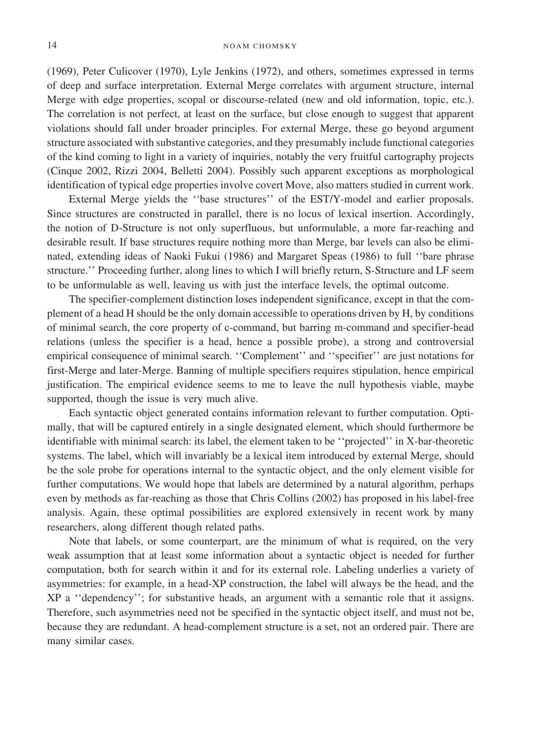(1969), Peter Culicover (1970), Lyle Jenkins (1972), and others, sometimes expressed in terms of deep and surface interpretation. External Merge correlates with argument structure, internal Merge with edge properties, scopal or discourse-related (new and old information, topic, etc.). The correlation is not perfect, at least on the surface, but close enough to suggest that apparent violations should fall under broader principles. For external Merge, these go beyond argument structure associated with substantive categories, and they presumably include functional categories of the kind coming to light in a variety of inquiries, notably the very fruitful cartography projects (Cinque 2002, Rizzi 2004, Belletti 2004). Possibly such apparent exceptions as morphological identification of typical edge properties involve covert Move, also matters studied in current work.

External Merge yields the ''base structures'' of the EST/Y-model and earlier proposals. Since structures are constructed in parallel, there is no locus of lexical insertion. Accordingly, the notion of D-Structure is not only superfluous, but unformulable, a more far-reaching and desirable result. If base structures require nothing more than Merge, bar levels can also be eliminated, extending ideas of Naoki Fukui (1986) and Margaret Speas (1986) to full ''bare phrase structure.'' Proceeding further, along lines to which I will briefly return, S-Structure and LF seem to be unformulable as well, leaving us with just the interface levels, the optimal outcome.

The specifier-complement distinction loses independent significance, except in that the complement of a head H should be the only domain accessible to operations driven by H, by conditions of minimal search, the core property of c-command, but barring m-command and specifier-head relations (unless the specifier is a head, hence a possible probe), a strong and controversial empirical consequence of minimal search. ''Complement'' and ''specifier'' are just notations for first-Merge and later-Merge. Banning of multiple specifiers requires stipulation, hence empirical justification. The empirical evidence seems to me to leave the null hypothesis viable, maybe supported, though the issue is very much alive.

Each syntactic object generated contains information relevant to further computation. Optimally, that will be captured entirely in a single designated element, which should furthermore be identifiable with minimal search: its label, the element taken to be ''projected'' in X-bar-theoretic systems. The label, which will invariably be a lexical item introduced by external Merge, should be the sole probe for operations internal to the syntactic object, and the only element visible for further computations. We would hope that labels are determined by a natural algorithm, perhaps even by methods as far-reaching as those that Chris Collins (2002) has proposed in his label-free analysis. Again, these optimal possibilities are explored extensively in recent work by many researchers, along different though related paths.

Note that labels, or some counterpart, are the minimum of what is required, on the very weak assumption that at least some information about a syntactic object is needed for further computation, both for search within it and for its external role. Labeling underlies a variety of asymmetries: for example, in a head-XP construction, the label will always be the head, and the XP a ''dependency''; for substantive heads, an argument with a semantic role that it assigns. Therefore, such asymmetries need not be specified in the syntactic object itself, and must not be, because they are redundant. A head-complement structure is a set, not an ordered pair. There are many similar cases.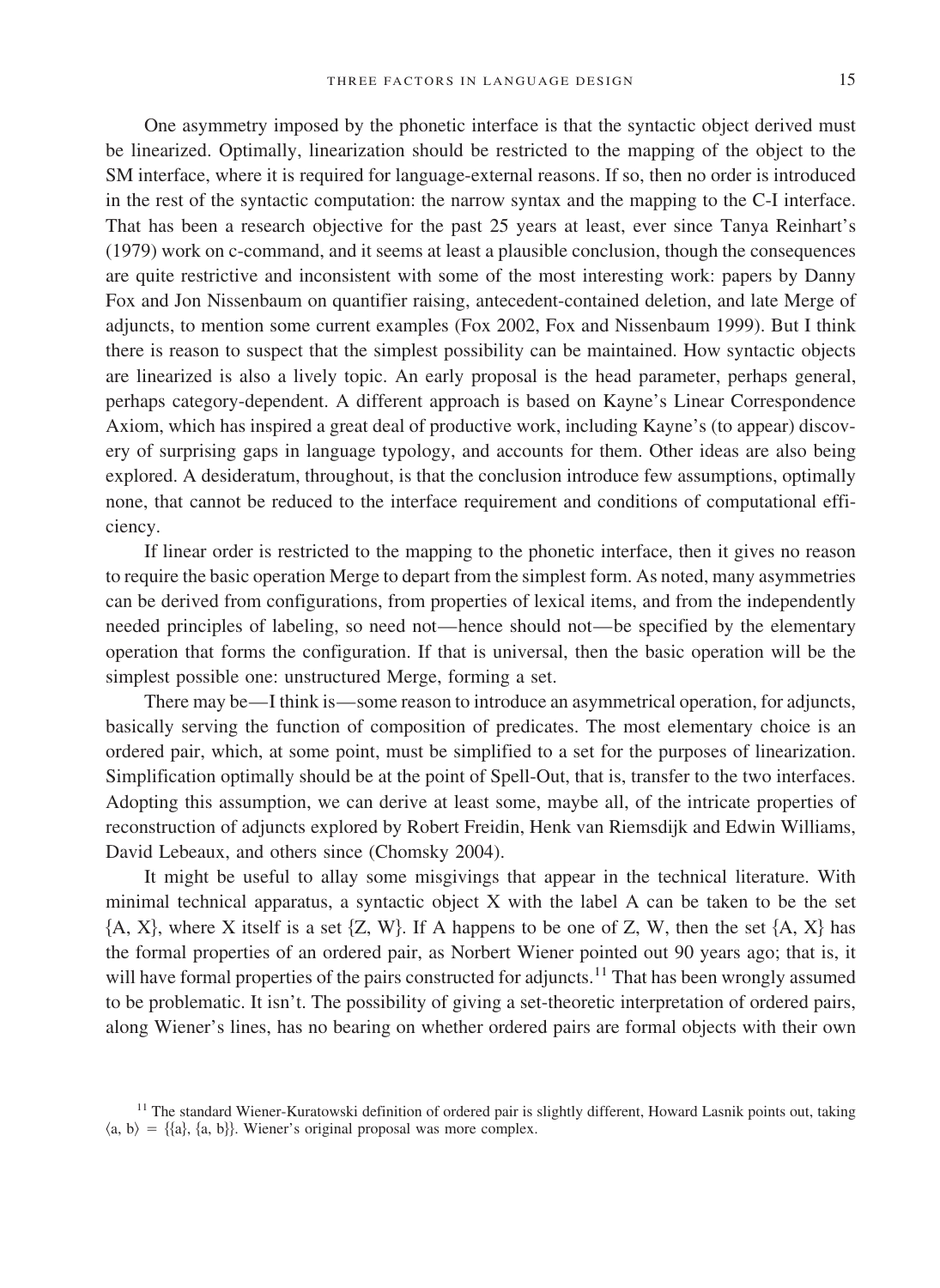One asymmetry imposed by the phonetic interface is that the syntactic object derived must be linearized. Optimally, linearization should be restricted to the mapping of the object to the SM interface, where it is required for language-external reasons. If so, then no order is introduced in the rest of the syntactic computation: the narrow syntax and the mapping to the C-I interface. That has been a research objective for the past 25 years at least, ever since Tanya Reinhart's (1979) work on c-command, and it seems at least a plausible conclusion, though the consequences are quite restrictive and inconsistent with some of the most interesting work: papers by Danny Fox and Jon Nissenbaum on quantifier raising, antecedent-contained deletion, and late Merge of adjuncts, to mention some current examples (Fox 2002, Fox and Nissenbaum 1999). But I think there is reason to suspect that the simplest possibility can be maintained. How syntactic objects are linearized is also a lively topic. An early proposal is the head parameter, perhaps general, perhaps category-dependent. A different approach is based on Kayne's Linear Correspondence Axiom, which has inspired a great deal of productive work, including Kayne's (to appear) discovery of surprising gaps in language typology, and accounts for them. Other ideas are also being explored. A desideratum, throughout, is that the conclusion introduce few assumptions, optimally none, that cannot be reduced to the interface requirement and conditions of computational efficiency.

If linear order is restricted to the mapping to the phonetic interface, then it gives no reason to require the basic operation Merge to depart from the simplest form. As noted, many asymmetries can be derived from configurations, from properties of lexical items, and from the independently needed principles of labeling, so need not—hence should not—be specified by the elementary operation that forms the configuration. If that is universal, then the basic operation will be the simplest possible one: unstructured Merge, forming a set.

There may be—I think is—some reason to introduce an asymmetrical operation, for adjuncts, basically serving the function of composition of predicates. The most elementary choice is an ordered pair, which, at some point, must be simplified to a set for the purposes of linearization. Simplification optimally should be at the point of Spell-Out, that is, transfer to the two interfaces. Adopting this assumption, we can derive at least some, maybe all, of the intricate properties of reconstruction of adjuncts explored by Robert Freidin, Henk van Riemsdijk and Edwin Williams, David Lebeaux, and others since (Chomsky 2004).

It might be useful to allay some misgivings that appear in the technical literature. With minimal technical apparatus, a syntactic object X with the label A can be taken to be the set {A, X}, where X itself is a set {Z, W}. If A happens to be one of Z, W, then the set {A, X} has the formal properties of an ordered pair, as Norbert Wiener pointed out 90 years ago; that is, it will have formal properties of the pairs constructed for adjuncts.[11] That has been wrongly assumed to be problematic. It isn't. The possibility of giving a set-theoretic interpretation of ordered pairs, along Wiener's lines, has no bearing on whether ordered pairs are formal objects with their own

[11] The standard Wiener-Kuratowski definition of ordered pair is slightly different, Howard Lasnik points out, taking $\langle a, b \rangle = \{\{a\}, \{a, b\}\}$. Wiener's original proposal was more complex.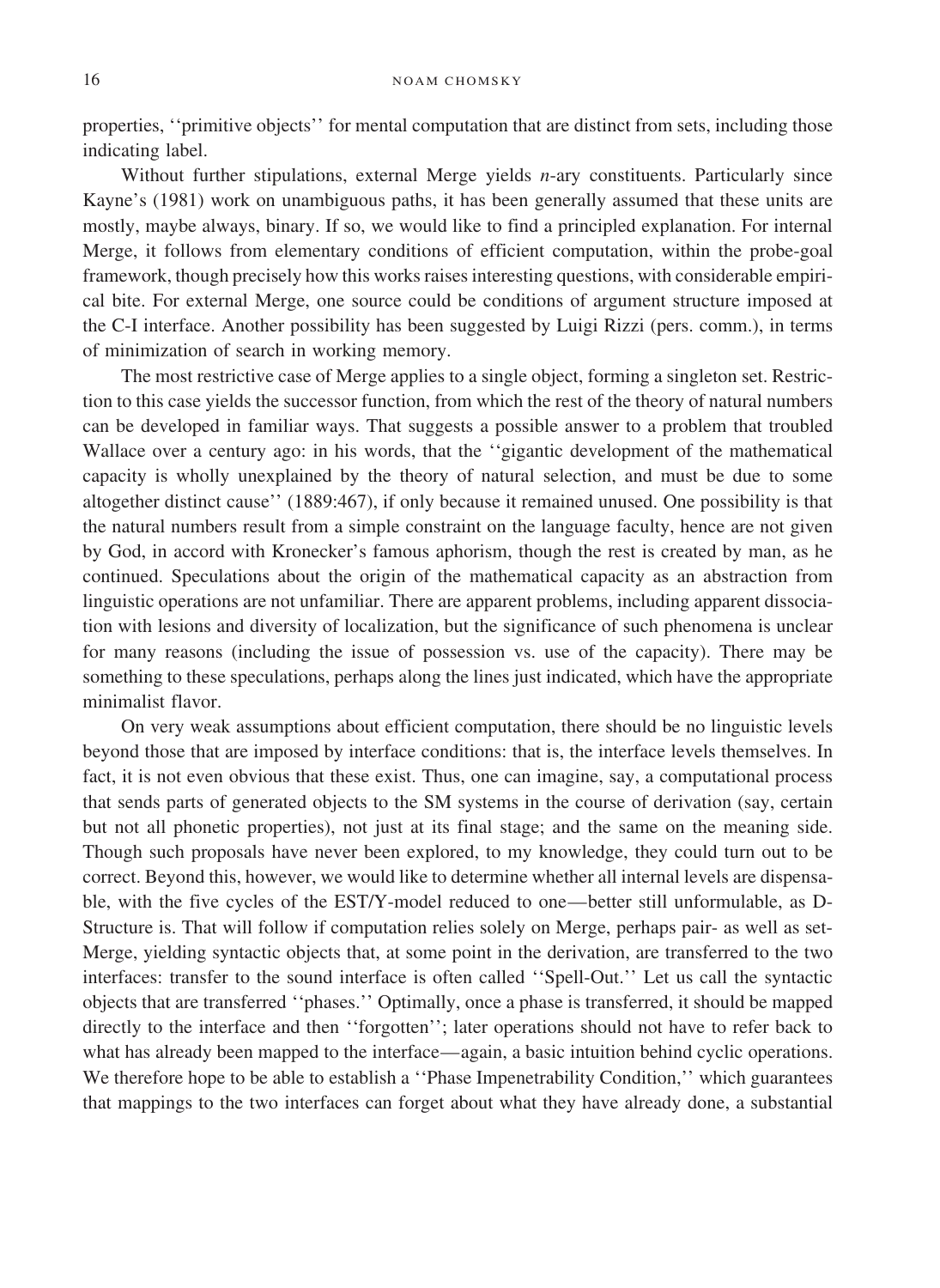properties, ''primitive objects'' for mental computation that are distinct from sets, including those indicating label.

Without further stipulations, external Merge yields *n*-ary constituents. Particularly since Kayne's (1981) work on unambiguous paths, it has been generally assumed that these units are mostly, maybe always, binary. If so, we would like to find a principled explanation. For internal Merge, it follows from elementary conditions of efficient computation, within the probe-goal framework, though precisely how this works raises interesting questions, with considerable empirical bite. For external Merge, one source could be conditions of argument structure imposed at the C-I interface. Another possibility has been suggested by Luigi Rizzi (pers. comm.), in terms of minimization of search in working memory.

The most restrictive case of Merge applies to a single object, forming a singleton set. Restriction to this case yields the successor function, from which the rest of the theory of natural numbers can be developed in familiar ways. That suggests a possible answer to a problem that troubled Wallace over a century ago: in his words, that the ''gigantic development of the mathematical capacity is wholly unexplained by the theory of natural selection, and must be due to some altogether distinct cause'' (1889:467), if only because it remained unused. One possibility is that the natural numbers result from a simple constraint on the language faculty, hence are not given by God, in accord with Kronecker's famous aphorism, though the rest is created by man, as he continued. Speculations about the origin of the mathematical capacity as an abstraction from linguistic operations are not unfamiliar. There are apparent problems, including apparent dissociation with lesions and diversity of localization, but the significance of such phenomena is unclear for many reasons (including the issue of possession vs. use of the capacity). There may be something to these speculations, perhaps along the lines just indicated, which have the appropriate minimalist flavor.

On very weak assumptions about efficient computation, there should be no linguistic levels beyond those that are imposed by interface conditions: that is, the interface levels themselves. In fact, it is not even obvious that these exist. Thus, one can imagine, say, a computational process that sends parts of generated objects to the SM systems in the course of derivation (say, certain but not all phonetic properties), not just at its final stage; and the same on the meaning side. Though such proposals have never been explored, to my knowledge, they could turn out to be correct. Beyond this, however, we would like to determine whether all internal levels are dispensable, with the five cycles of the EST/Y-model reduced to one—better still unformulable, as D-Structure is. That will follow if computation relies solely on Merge, perhaps pair- as well as set-Merge, yielding syntactic objects that, at some point in the derivation, are transferred to the two interfaces: transfer to the sound interface is often called ''Spell-Out.'' Let us call the syntactic objects that are transferred ''phases.'' Optimally, once a phase is transferred, it should be mapped directly to the interface and then ''forgotten''; later operations should not have to refer back to what has already been mapped to the interface—again, a basic intuition behind cyclic operations. We therefore hope to be able to establish a ''Phase Impenetrability Condition,'' which guarantees that mappings to the two interfaces can forget about what they have already done, a substantial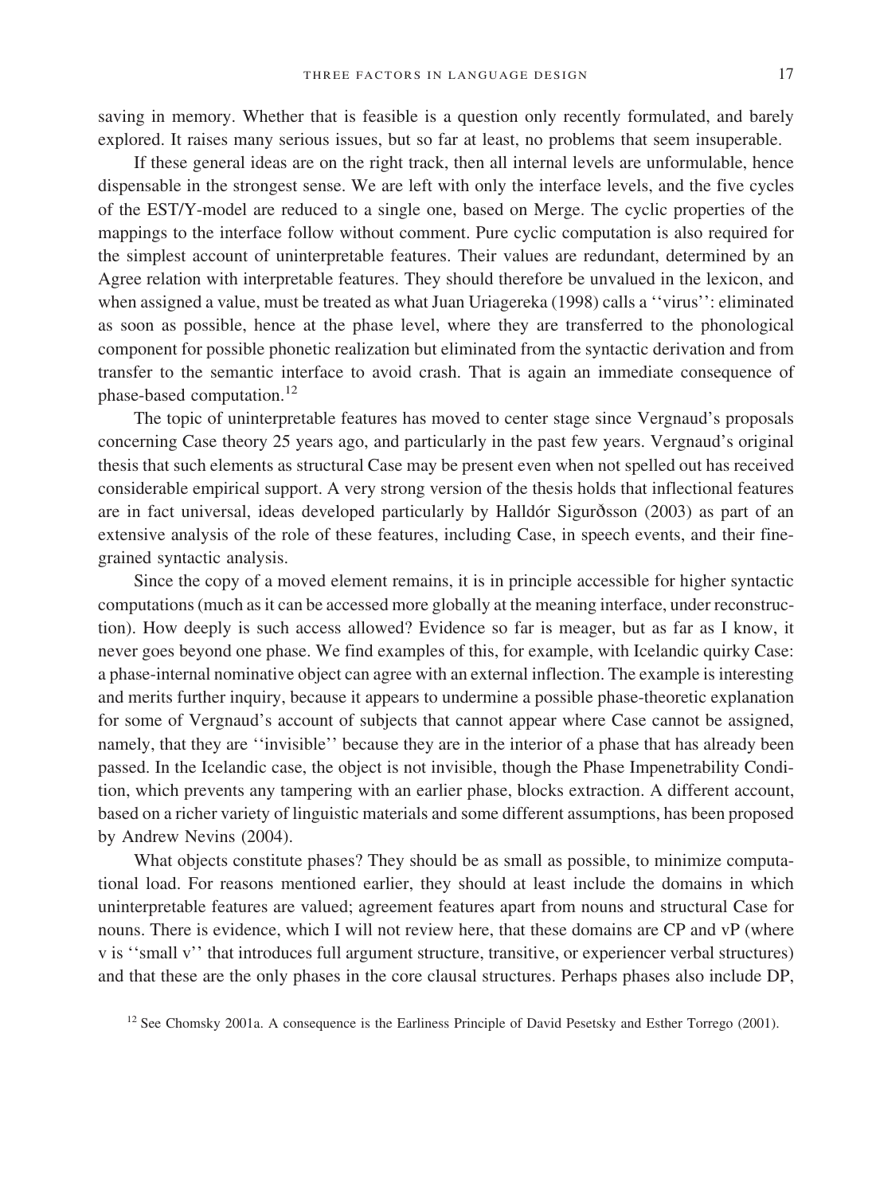saving in memory. Whether that is feasible is a question only recently formulated, and barely explored. It raises many serious issues, but so far at least, no problems that seem insuperable.

If these general ideas are on the right track, then all internal levels are unformulable, hence dispensable in the strongest sense. We are left with only the interface levels, and the five cycles of the EST/Y-model are reduced to a single one, based on Merge. The cyclic properties of the mappings to the interface follow without comment. Pure cyclic computation is also required for the simplest account of uninterpretable features. Their values are redundant, determined by an Agree relation with interpretable features. They should therefore be unvalued in the lexicon, and when assigned a value, must be treated as what Juan Uriagereka (1998) calls a ''virus'': eliminated as soon as possible, hence at the phase level, where they are transferred to the phonological component for possible phonetic realization but eliminated from the syntactic derivation and from transfer to the semantic interface to avoid crash. That is again an immediate consequence of phase-based computation.[12]

The topic of uninterpretable features has moved to center stage since Vergnaud's proposals concerning Case theory 25 years ago, and particularly in the past few years. Vergnaud's original thesis that such elements as structural Case may be present even when not spelled out has received considerable empirical support. A very strong version of the thesis holds that inflectional features are in fact universal, ideas developed particularly by Halldór Sigurðsson (2003) as part of an extensive analysis of the role of these features, including Case, in speech events, and their fine-grained syntactic analysis.

Since the copy of a moved element remains, it is in principle accessible for higher syntactic computations (much as it can be accessed more globally at the meaning interface, under reconstruction). How deeply is such access allowed? Evidence so far is meager, but as far as I know, it never goes beyond one phase. We find examples of this, for example, with Icelandic quirky Case: a phase-internal nominative object can agree with an external inflection. The example is interesting and merits further inquiry, because it appears to undermine a possible phase-theoretic explanation for some of Vergnaud's account of subjects that cannot appear where Case cannot be assigned, namely, that they are ''invisible'' because they are in the interior of a phase that has already been passed. In the Icelandic case, the object is not invisible, though the Phase Impenetrability Condition, which prevents any tampering with an earlier phase, blocks extraction. A different account, based on a richer variety of linguistic materials and some different assumptions, has been proposed by Andrew Nevins (2004).

What objects constitute phases? They should be as small as possible, to minimize computational load. For reasons mentioned earlier, they should at least include the domains in which uninterpretable features are valued; agreement features apart from nouns and structural Case for nouns. There is evidence, which I will not review here, that these domains are CP and vP (where v is ''small v'' that introduces full argument structure, transitive, or experiencer verbal structures) and that these are the only phases in the core clausal structures. Perhaps phases also include DP,

[12] See Chomsky 2001a. A consequence is the Earliness Principle of David Pesetsky and Esther Torrego (2001).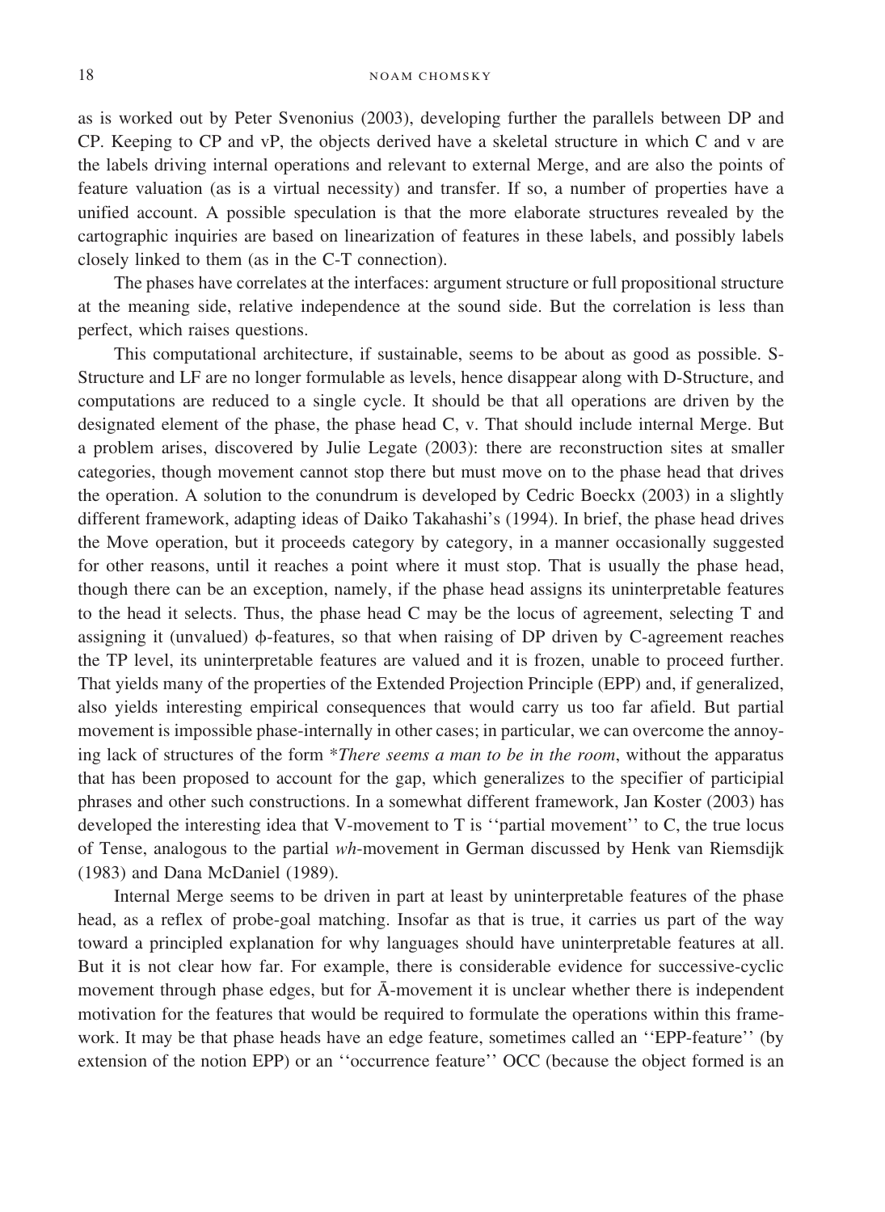as is worked out by Peter Svenonius (2003), developing further the parallels between DP and CP. Keeping to CP and vP, the objects derived have a skeletal structure in which C and v are the labels driving internal operations and relevant to external Merge, and are also the points of feature valuation (as is a virtual necessity) and transfer. If so, a number of properties have a unified account. A possible speculation is that the more elaborate structures revealed by the cartographic inquiries are based on linearization of features in these labels, and possibly labels closely linked to them (as in the C-T connection).

The phases have correlates at the interfaces: argument structure or full propositional structure at the meaning side, relative independence at the sound side. But the correlation is less than perfect, which raises questions.

This computational architecture, if sustainable, seems to be about as good as possible. S-Structure and LF are no longer formulable as levels, hence disappear along with D-Structure, and computations are reduced to a single cycle. It should be that all operations are driven by the designated element of the phase, the phase head C, v. That should include internal Merge. But a problem arises, discovered by Julie Legate (2003): there are reconstruction sites at smaller categories, though movement cannot stop there but must move on to the phase head that drives the operation. A solution to the conundrum is developed by Cedric Boeckx (2003) in a slightly different framework, adapting ideas of Daiko Takahashi's (1994). In brief, the phase head drives the Move operation, but it proceeds category by category, in a manner occasionally suggested for other reasons, until it reaches a point where it must stop. That is usually the phase head, though there can be an exception, namely, if the phase head assigns its uninterpretable features to the head it selects. Thus, the phase head C may be the locus of agreement, selecting T and assigning it (unvalued) $\phi$-features, so that when raising of DP driven by C-agreement reaches the TP level, its uninterpretable features are valued and it is frozen, unable to proceed further. That yields many of the properties of the Extended Projection Principle (EPP) and, if generalized, also yields interesting empirical consequences that would carry us too far afield. But partial movement is impossible phase-internally in other cases; in particular, we can overcome the annoying lack of structures of the form **There seems a man to be in the room*, without the apparatus that has been proposed to account for the gap, which generalizes to the specifier of participial phrases and other such constructions. In a somewhat different framework, Jan Koster (2003) has developed the interesting idea that V-movement to T is ''partial movement'' to C, the true locus of Tense, analogous to the partial *wh*-movement in German discussed by Henk van Riemsdijk (1983) and Dana McDaniel (1989).

Internal Merge seems to be driven in part at least by uninterpretable features of the phase head, as a reflex of probe-goal matching. Insofar as that is true, it carries us part of the way toward a principled explanation for why languages should have uninterpretable features at all. But it is not clear how far. For example, there is considerable evidence for successive-cyclic movement through phase edges, but for Ā-movement it is unclear whether there is independent motivation for the features that would be required to formulate the operations within this framework. It may be that phase heads have an edge feature, sometimes called an ''EPP-feature'' (by extension of the notion EPP) or an ''occurrence feature'' OCC (because the object formed is an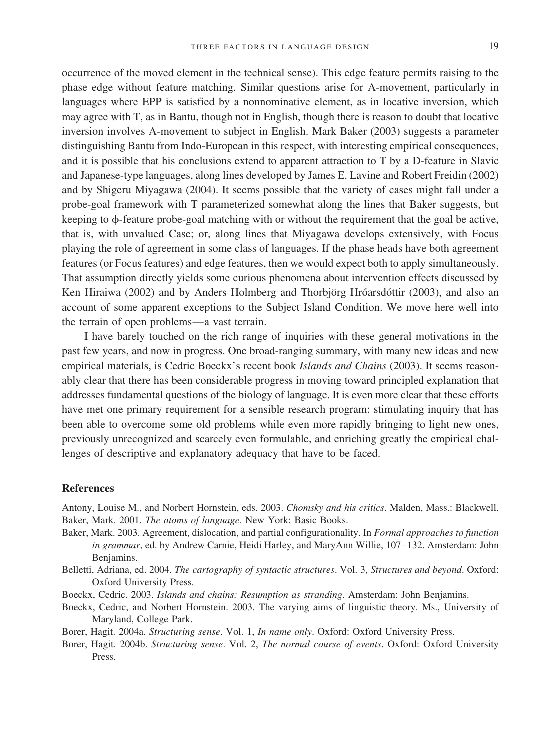occurrence of the moved element in the technical sense). This edge feature permits raising to the phase edge without feature matching. Similar questions arise for A-movement, particularly in languages where EPP is satisfied by a nonnominative element, as in locative inversion, which may agree with T, as in Bantu, though not in English, though there is reason to doubt that locative inversion involves A-movement to subject in English. Mark Baker (2003) suggests a parameter distinguishing Bantu from Indo-European in this respect, with interesting empirical consequences, and it is possible that his conclusions extend to apparent attraction to T by a D-feature in Slavic and Japanese-type languages, along lines developed by James E. Lavine and Robert Freidin (2002) and by Shigeru Miyagawa (2004). It seems possible that the variety of cases might fall under a probe-goal framework with T parameterized somewhat along the lines that Baker suggests, but keeping to $\phi$-feature probe-goal matching with or without the requirement that the goal be active, that is, with unvalued Case; or, along lines that Miyagawa develops extensively, with Focus playing the role of agreement in some class of languages. If the phase heads have both agreement features (or Focus features) and edge features, then we would expect both to apply simultaneously. That assumption directly yields some curious phenomena about intervention effects discussed by Ken Hiraiwa (2002) and by Anders Holmberg and Thorbjörg Hróarsdóttir (2003), and also an account of some apparent exceptions to the Subject Island Condition. We move here well into the terrain of open problems—a vast terrain.

I have barely touched on the rich range of inquiries with these general motivations in the past few years, and now in progress. One broad-ranging summary, with many new ideas and new empirical materials, is Cedric Boeckx's recent book *Islands and Chains* (2003). It seems reasonably clear that there has been considerable progress in moving toward principled explanation that addresses fundamental questions of the biology of language. It is even more clear that these efforts have met one primary requirement for a sensible research program: stimulating inquiry that has been able to overcome some old problems while even more rapidly bringing to light new ones, previously unrecognized and scarcely even formulable, and enriching greatly the empirical challenges of descriptive and explanatory adequacy that have to be faced.

## References

Antony, Louise M., and Norbert Hornstein, eds. 2003. *Chomsky and his critics*. Malden, Mass.: Blackwell.

Baker, Mark. 2001. *The atoms of language*. New York: Basic Books.

Baker, Mark. 2003. Agreement, dislocation, and partial configurationality. In *Formal approaches to function in grammar*, ed. by Andrew Carnie, Heidi Harley, and MaryAnn Willie, 107–132. Amsterdam: John Benjamins.

Belletti, Adriana, ed. 2004. *The cartography of syntactic structures*. Vol. 3, *Structures and beyond*. Oxford: Oxford University Press.

Boeckx, Cedric. 2003. *Islands and chains: Resumption as stranding*. Amsterdam: John Benjamins.

Boeckx, Cedric, and Norbert Hornstein. 2003. The varying aims of linguistic theory. Ms., University of Maryland, College Park.

Borer, Hagit. 2004a. *Structuring sense*. Vol. 1, *In name only*. Oxford: Oxford University Press.

Borer, Hagit. 2004b. *Structuring sense*. Vol. 2, *The normal course of events*. Oxford: Oxford University Press.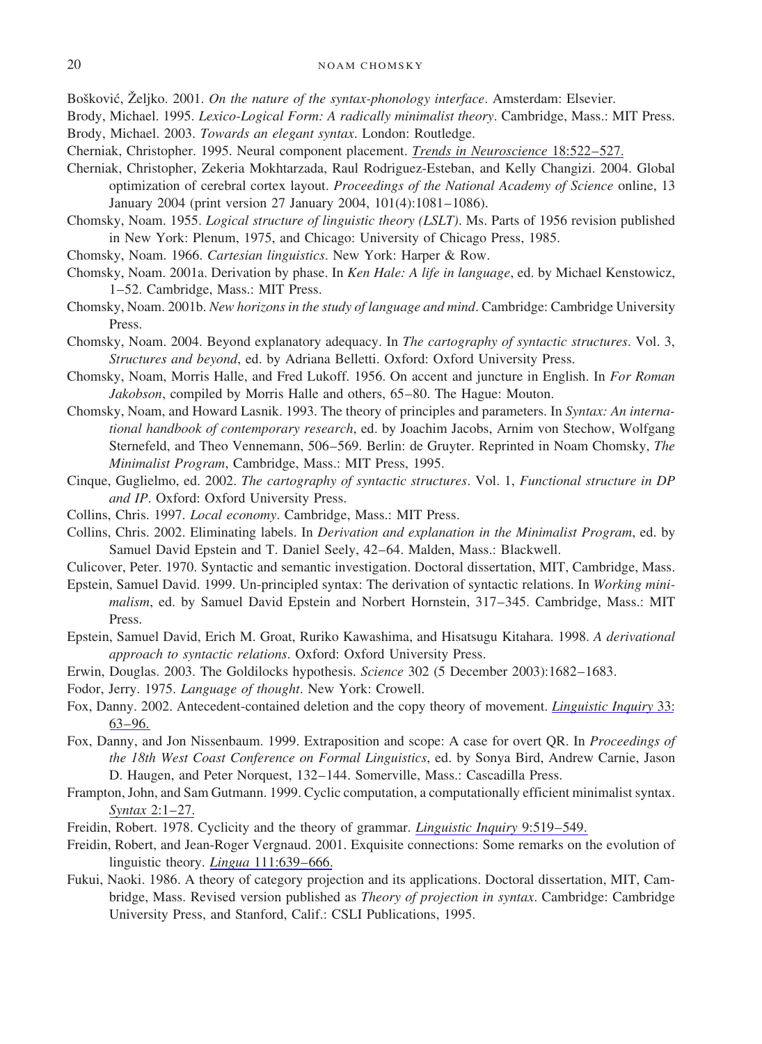Bošković, Željko. 2001. *On the nature of the syntax-phonology interface*. Amsterdam: Elsevier.

Brody, Michael. 1995. *Lexico-Logical Form: A radically minimalist theory*. Cambridge, Mass.: MIT Press.

Brody, Michael. 2003. *Towards an elegant syntax*. London: Routledge.

Cherniak, Christopher. 1995. Neural component placement. *Trends in Neuroscience* 18:522–527.

Cherniak, Christopher, Zekeria Mokhtarzada, Raul Rodriguez-Esteban, and Kelly Changizi. 2004. Global optimization of cerebral cortex layout. *Proceedings of the National Academy of Science* online, 13 January 2004 (print version 27 January 2004, 101(4):1081–1086).

Chomsky, Noam. 1955. *Logical structure of linguistic theory (LSLT)*. Ms. Parts of 1956 revision published in New York: Plenum, 1975, and Chicago: University of Chicago Press, 1985.

Chomsky, Noam. 1966. *Cartesian linguistics*. New York: Harper & Row.

Chomsky, Noam. 2001a. Derivation by phase. In *Ken Hale: A life in language*, ed. by Michael Kenstowicz, 1–52. Cambridge, Mass.: MIT Press.

Chomsky, Noam. 2001b. *New horizons in the study of language and mind*. Cambridge: Cambridge University Press.

Chomsky, Noam. 2004. Beyond explanatory adequacy. In *The cartography of syntactic structures*. Vol. 3, *Structures and beyond*, ed. by Adriana Belletti. Oxford: Oxford University Press.

Chomsky, Noam, Morris Halle, and Fred Lukoff. 1956. On accent and juncture in English. In *For Roman Jakobson*, compiled by Morris Halle and others, 65–80. The Hague: Mouton.

Chomsky, Noam, and Howard Lasnik. 1993. The theory of principles and parameters. In *Syntax: An international handbook of contemporary research*, ed. by Joachim Jacobs, Arnim von Stechow, Wolfgang Sternefeld, and Theo Vennemann, 506–569. Berlin: de Gruyter. Reprinted in Noam Chomsky, *The Minimalist Program*, Cambridge, Mass.: MIT Press, 1995.

Cinque, Guglielmo, ed. 2002. *The cartography of syntactic structures*. Vol. 1, *Functional structure in DP and IP*. Oxford: Oxford University Press.

Collins, Chris. 1997. *Local economy*. Cambridge, Mass.: MIT Press.

Collins, Chris. 2002. Eliminating labels. In *Derivation and explanation in the Minimalist Program*, ed. by Samuel David Epstein and T. Daniel Seely, 42–64. Malden, Mass.: Blackwell.

Culicover, Peter. 1970. Syntactic and semantic investigation. Doctoral dissertation, MIT, Cambridge, Mass.

Epstein, Samuel David. 1999. Un-principled syntax: The derivation of syntactic relations. In *Working minimalism*, ed. by Samuel David Epstein and Norbert Hornstein, 317–345. Cambridge, Mass.: MIT Press.

Epstein, Samuel David, Erich M. Groat, Ruriko Kawashima, and Hisatsugu Kitahara. 1998. *A derivational approach to syntactic relations*. Oxford: Oxford University Press.

Erwin, Douglas. 2003. The Goldilocks hypothesis. *Science* 302 (5 December 2003):1682–1683.

Fodor, Jerry. 1975. *Language of thought*. New York: Crowell.

Fox, Danny. 2002. Antecedent-contained deletion and the copy theory of movement. *Linguistic Inquiry* 33: 63–96.

Fox, Danny, and Jon Nissenbaum. 1999. Extraposition and scope: A case for overt QR. In *Proceedings of the 18th West Coast Conference on Formal Linguistics*, ed. by Sonya Bird, Andrew Carnie, Jason D. Haugen, and Peter Norquest, 132–144. Somerville, Mass.: Cascadilla Press.

Frampton, John, and Sam Gutmann. 1999. Cyclic computation, a computationally efficient minimalist syntax. *Syntax* 2:1–27.

Freidin, Robert. 1978. Cyclicity and the theory of grammar. *Linguistic Inquiry* 9:519–549.

Freidin, Robert, and Jean-Roger Vergnaud. 2001. Exquisite connections: Some remarks on the evolution of linguistic theory. *Lingua* 111:639–666.

Fukui, Naoki. 1986. A theory of category projection and its applications. Doctoral dissertation, MIT, Cambridge, Mass. Revised version published as *Theory of projection in syntax*. Cambridge: Cambridge University Press, and Stanford, Calif.: CSLI Publications, 1995.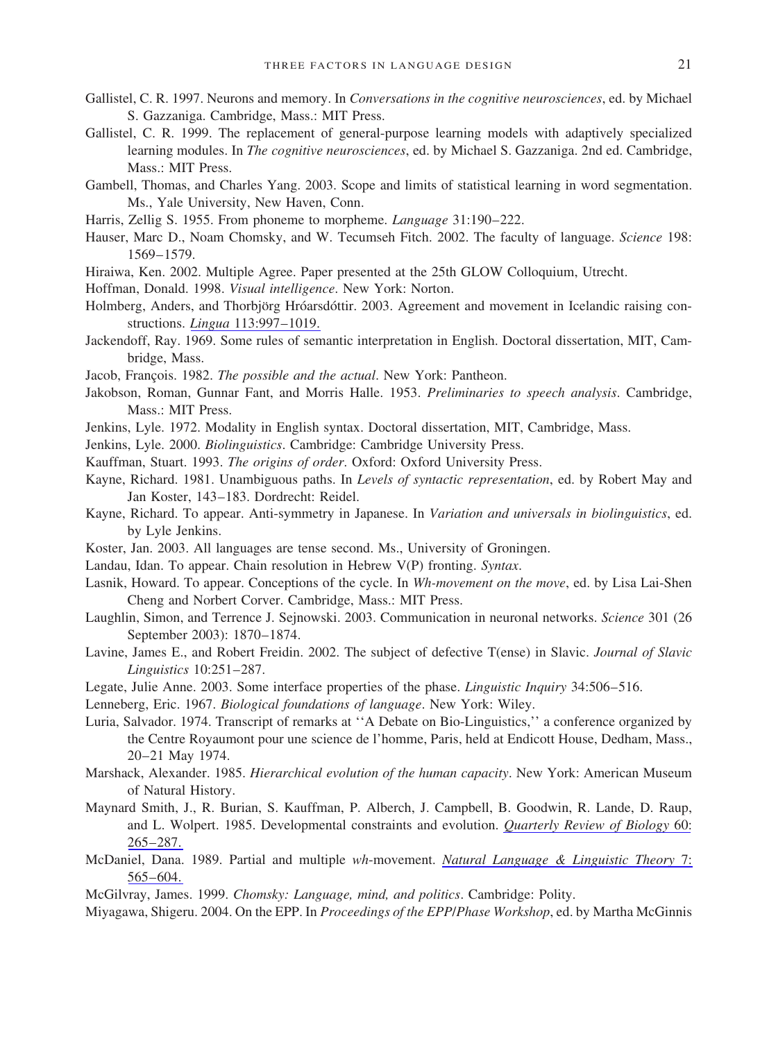Gallistel, C. R. 1997. Neurons and memory. In *Conversations in the cognitive neurosciences*, ed. by Michael S. Gazzaniga. Cambridge, Mass.: MIT Press.

Gallistel, C. R. 1999. The replacement of general-purpose learning models with adaptively specialized learning modules. In *The cognitive neurosciences*, ed. by Michael S. Gazzaniga. 2nd ed. Cambridge, Mass.: MIT Press.

Gambell, Thomas, and Charles Yang. 2003. Scope and limits of statistical learning in word segmentation. Ms., Yale University, New Haven, Conn.

Harris, Zellig S. 1955. From phoneme to morpheme. *Language* 31:190–222.

Hauser, Marc D., Noam Chomsky, and W. Tecumseh Fitch. 2002. The faculty of language. *Science* 198: 1569–1579.

Hiraiwa, Ken. 2002. Multiple Agree. Paper presented at the 25th GLOW Colloquium, Utrecht.

Hoffman, Donald. 1998. *Visual intelligence*. New York: Norton.

Holmberg, Anders, and Thorbjörg Hróarsdóttir. 2003. Agreement and movement in Icelandic raising constructions. *Lingua* 113:997–1019.

Jackendoff, Ray. 1969. Some rules of semantic interpretation in English. Doctoral dissertation, MIT, Cambridge, Mass.

Jacob, François. 1982. *The possible and the actual*. New York: Pantheon.

Jakobson, Roman, Gunnar Fant, and Morris Halle. 1953. *Preliminaries to speech analysis*. Cambridge, Mass.: MIT Press.

Jenkins, Lyle. 1972. Modality in English syntax. Doctoral dissertation, MIT, Cambridge, Mass.

Jenkins, Lyle. 2000. *Biolinguistics*. Cambridge: Cambridge University Press.

Kauffman, Stuart. 1993. *The origins of order*. Oxford: Oxford University Press.

Kayne, Richard. 1981. Unambiguous paths. In *Levels of syntactic representation*, ed. by Robert May and Jan Koster, 143–183. Dordrecht: Reidel.

Kayne, Richard. To appear. Anti-symmetry in Japanese. In *Variation and universals in biolinguistics*, ed. by Lyle Jenkins.

Koster, Jan. 2003. All languages are tense second. Ms., University of Groningen.

Landau, Idan. To appear. Chain resolution in Hebrew V(P) fronting. *Syntax*.

Lasnik, Howard. To appear. Conceptions of the cycle. In *Wh-movement on the move*, ed. by Lisa Lai-Shen Cheng and Norbert Corver. Cambridge, Mass.: MIT Press.

Laughlin, Simon, and Terrence J. Sejnowski. 2003. Communication in neuronal networks. *Science* 301 (26 September 2003): 1870–1874.

Lavine, James E., and Robert Freidin. 2002. The subject of defective T(ense) in Slavic. *Journal of Slavic Linguistics* 10:251–287.

Legate, Julie Anne. 2003. Some interface properties of the phase. *Linguistic Inquiry* 34:506–516.

Lenneberg, Eric. 1967. *Biological foundations of language*. New York: Wiley.

Luria, Salvador. 1974. Transcript of remarks at ''A Debate on Bio-Linguistics,'' a conference organized by the Centre Royaumont pour une science de l'homme, Paris, held at Endicott House, Dedham, Mass., 20–21 May 1974.

Marshack, Alexander. 1985. *Hierarchical evolution of the human capacity*. New York: American Museum of Natural History.

Maynard Smith, J., R. Burian, S. Kauffman, P. Alberch, J. Campbell, B. Goodwin, R. Lande, D. Raup, and L. Wolpert. 1985. Developmental constraints and evolution. *Quarterly Review of Biology* 60: 265–287.

McDaniel, Dana. 1989. Partial and multiple *wh*-movement. *Natural Language & Linguistic Theory* 7: 565–604.

McGilvray, James. 1999. *Chomsky: Language, mind, and politics*. Cambridge: Polity.

Miyagawa, Shigeru. 2004. On the EPP. In *Proceedings of the EPP/Phase Workshop*, ed. by Martha McGinnis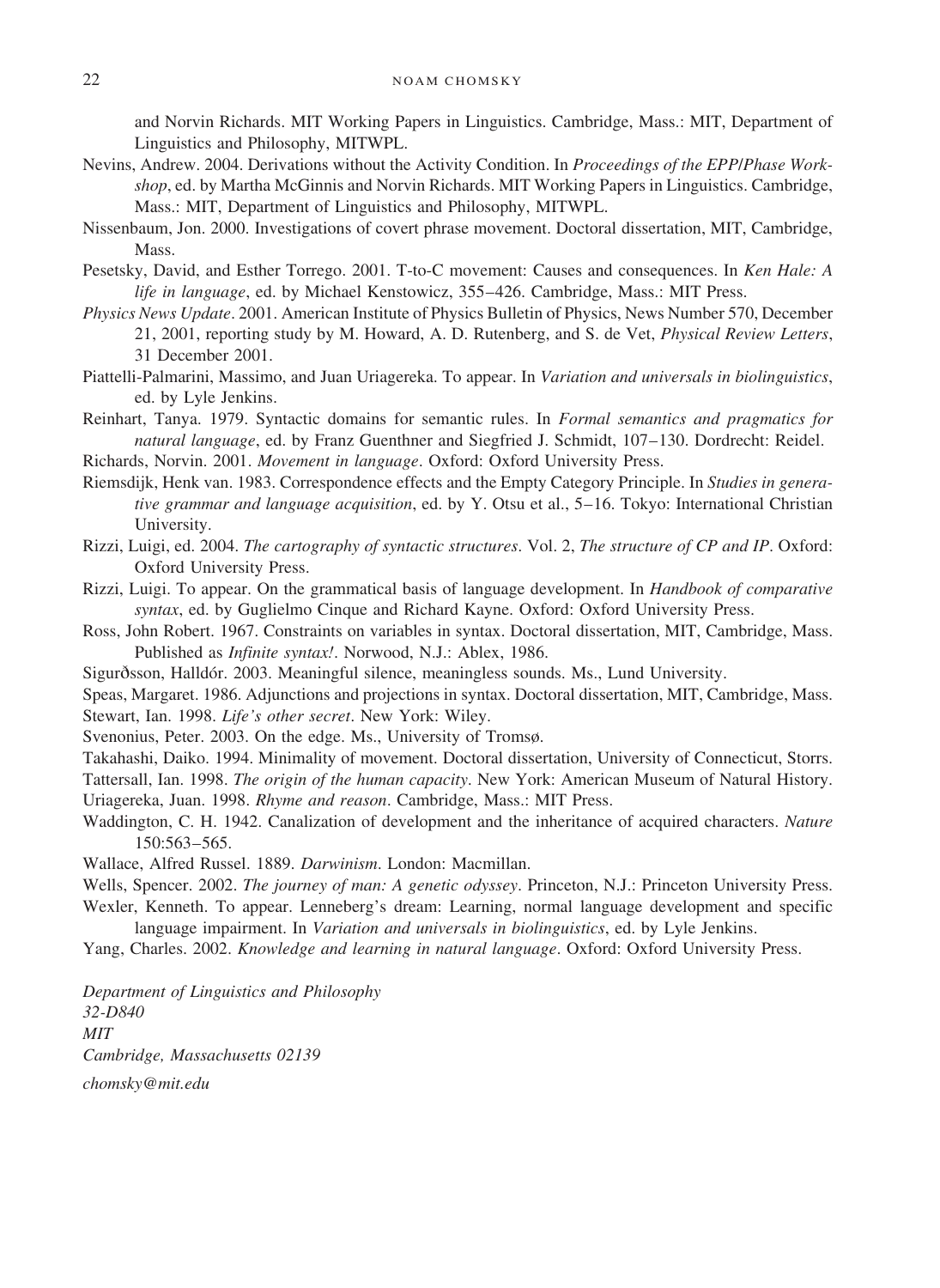and Norvin Richards. MIT Working Papers in Linguistics. Cambridge, Mass.: MIT, Department of Linguistics and Philosophy, MITWPL.

Nevins, Andrew. 2004. Derivations without the Activity Condition. In *Proceedings of the EPP/Phase Workshop*, ed. by Martha McGinnis and Norvin Richards. MIT Working Papers in Linguistics. Cambridge, Mass.: MIT, Department of Linguistics and Philosophy, MITWPL.

Nissenbaum, Jon. 2000. Investigations of covert phrase movement. Doctoral dissertation, MIT, Cambridge, Mass.

Pesetsky, David, and Esther Torrego. 2001. T-to-C movement: Causes and consequences. In *Ken Hale: A life in language*, ed. by Michael Kenstowicz, 355–426. Cambridge, Mass.: MIT Press.

*Physics News Update*. 2001. American Institute of Physics Bulletin of Physics, News Number 570, December 21, 2001, reporting study by M. Howard, A. D. Rutenberg, and S. de Vet, *Physical Review Letters*, 31 December 2001.

Piattelli-Palmarini, Massimo, and Juan Uriagereka. To appear. In *Variation and universals in biolinguistics*, ed. by Lyle Jenkins.

Reinhart, Tanya. 1979. Syntactic domains for semantic rules. In *Formal semantics and pragmatics for natural language*, ed. by Franz Guenthner and Siegfried J. Schmidt, 107–130. Dordrecht: Reidel.

Richards, Norvin. 2001. *Movement in language*. Oxford: Oxford University Press.

Riemsdijk, Henk van. 1983. Correspondence effects and the Empty Category Principle. In *Studies in generative grammar and language acquisition*, ed. by Y. Otsu et al., 5–16. Tokyo: International Christian University.

Rizzi, Luigi, ed. 2004. *The cartography of syntactic structures*. Vol. 2, *The structure of CP and IP*. Oxford: Oxford University Press.

Rizzi, Luigi. To appear. On the grammatical basis of language development. In *Handbook of comparative syntax*, ed. by Guglielmo Cinque and Richard Kayne. Oxford: Oxford University Press.

Ross, John Robert. 1967. Constraints on variables in syntax. Doctoral dissertation, MIT, Cambridge, Mass. Published as *Infinite syntax!*. Norwood, N.J.: Ablex, 1986.

Sigurðsson, Halldór. 2003. Meaningful silence, meaningless sounds. Ms., Lund University.

Speas, Margaret. 1986. Adjunctions and projections in syntax. Doctoral dissertation, MIT, Cambridge, Mass.

Stewart, Ian. 1998. *Life's other secret*. New York: Wiley.

Svenonius, Peter. 2003. On the edge. Ms., University of Tromsø.

Takahashi, Daiko. 1994. Minimality of movement. Doctoral dissertation, University of Connecticut, Storrs.

Tattersall, Ian. 1998. *The origin of the human capacity*. New York: American Museum of Natural History.

Uriagereka, Juan. 1998. *Rhyme and reason*. Cambridge, Mass.: MIT Press.

Waddington, C. H. 1942. Canalization of development and the inheritance of acquired characters. *Nature* 150:563–565.

Wallace, Alfred Russel. 1889. *Darwinism*. London: Macmillan.

Wells, Spencer. 2002. *The journey of man: A genetic odyssey*. Princeton, N.J.: Princeton University Press.

Wexler, Kenneth. To appear. Lenneberg's dream: Learning, normal language development and specific language impairment. In *Variation and universals in biolinguistics*, ed. by Lyle Jenkins.

Yang, Charles. 2002. *Knowledge and learning in natural language*. Oxford: Oxford University Press.

*Department of Linguistics and Philosophy*
*32-D840*
*MIT*
*Cambridge, Massachusetts 02139*
*chomsky@mit.edu*